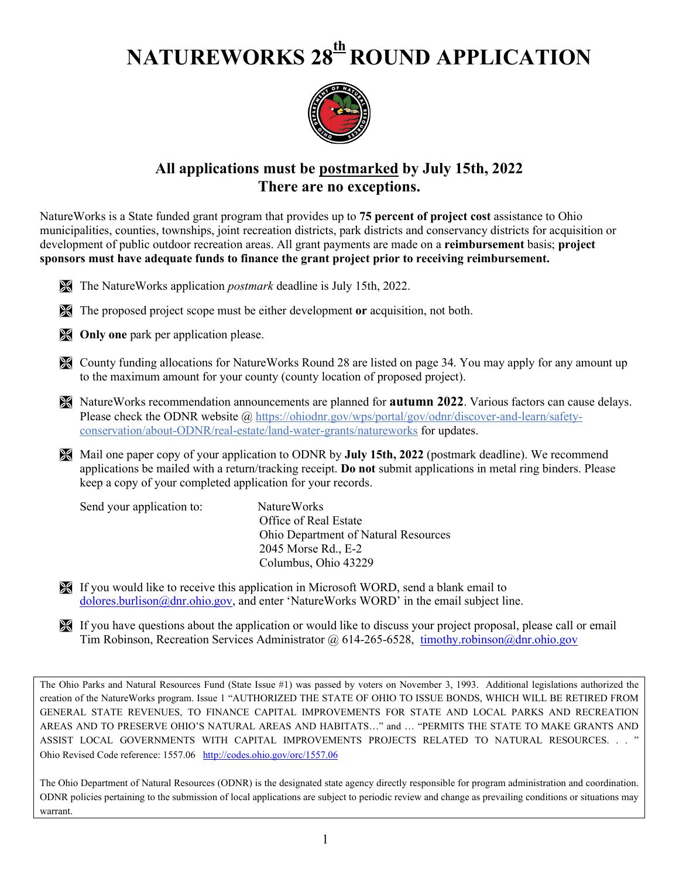# NATUREWORKS 28th ROUND APPLICATION

**All applications must be <u>postmarked</u> by July 15th, 2022**
**There are no exceptions.**

NatureWorks is a State funded grant program that provides up to **75 percent of project cost** assistance to Ohio municipalities, counties, townships, joint recreation districts, park districts and conservancy districts for acquisition or development of public outdoor recreation areas. All grant payments are made on a **reimbursement** basis; **project sponsors must have adequate funds to finance the grant project prior to receiving reimbursement.**

- The NatureWorks application *postmark* deadline is July 15th, 2022.
- The proposed project scope must be either development **or** acquisition, not both.
- **Only one** park per application please.
- County funding allocations for NatureWorks Round 28 are listed on page 34. You may apply for any amount up to the maximum amount for your county (county location of proposed project).
- NatureWorks recommendation announcements are planned for **autumn 2022**. Various factors can cause delays. Please check the ODNR website @ https://ohiodnr.gov/wps/portal/gov/odnr/discover-and-learn/safety-conservation/about-ODNR/real-estate/land-water-grants/natureworks for updates.
- Mail one paper copy of your application to ODNR by **July 15th, 2022** (postmark deadline). We recommend applications be mailed with a return/tracking receipt. **Do not** submit applications in metal ring binders. Please keep a copy of your completed application for your records.

  Send your application to:

  NatureWorks
  Office of Real Estate
  Ohio Department of Natural Resources
  2045 Morse Rd., E-2
  Columbus, Ohio 43229

- If you would like to receive this application in Microsoft WORD, send a blank email to dolores.burlison@dnr.ohio.gov, and enter 'NatureWorks WORD' in the email subject line.
- If you have questions about the application or would like to discuss your project proposal, please call or email Tim Robinson, Recreation Services Administrator @ 614-265-6528, timothy.robinson@dnr.ohio.gov

The Ohio Parks and Natural Resources Fund (State Issue #1) was passed by voters on November 3, 1993. Additional legislations authorized the creation of the NatureWorks program. Issue 1 "AUTHORIZED THE STATE OF OHIO TO ISSUE BONDS, WHICH WILL BE RETIRED FROM GENERAL STATE REVENUES, TO FINANCE CAPITAL IMPROVEMENTS FOR STATE AND LOCAL PARKS AND RECREATION AREAS AND TO PRESERVE OHIO'S NATURAL AREAS AND HABITATS…" and … "PERMITS THE STATE TO MAKE GRANTS AND ASSIST LOCAL GOVERNMENTS WITH CAPITAL IMPROVEMENTS PROJECTS RELATED TO NATURAL RESOURCES. . . " Ohio Revised Code reference: 1557.06 http://codes.ohio.gov/orc/1557.06

The Ohio Department of Natural Resources (ODNR) is the designated state agency directly responsible for program administration and coordination. ODNR policies pertaining to the submission of local applications are subject to periodic review and change as prevailing conditions or situations may warrant.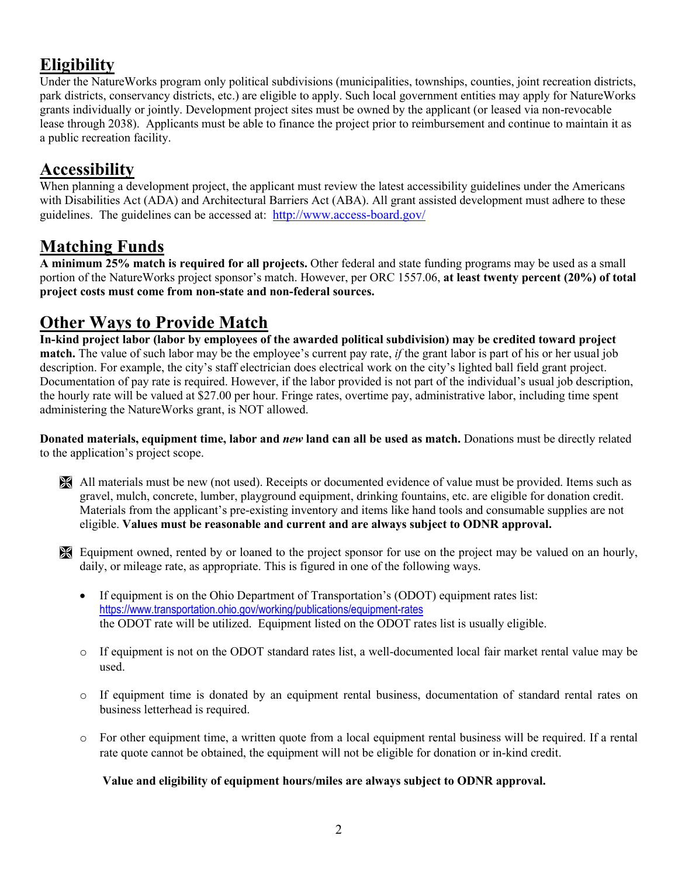## Eligibility

Under the NatureWorks program only political subdivisions (municipalities, townships, counties, joint recreation districts, park districts, conservancy districts, etc.) are eligible to apply. Such local government entities may apply for NatureWorks grants individually or jointly. Development project sites must be owned by the applicant (or leased via non-revocable lease through 2038). Applicants must be able to finance the project prior to reimbursement and continue to maintain it as a public recreation facility.

## Accessibility

When planning a development project, the applicant must review the latest accessibility guidelines under the Americans with Disabilities Act (ADA) and Architectural Barriers Act (ABA). All grant assisted development must adhere to these guidelines. The guidelines can be accessed at: http://www.access-board.gov/

## Matching Funds

**A minimum 25% match is required for all projects.** Other federal and state funding programs may be used as a small portion of the NatureWorks project sponsor's match. However, per ORC 1557.06, **at least twenty percent (20%) of total project costs must come from non-state and non-federal sources.**

## Other Ways to Provide Match

**In-kind project labor (labor by employees of the awarded political subdivision) may be credited toward project match.** The value of such labor may be the employee's current pay rate, *if* the grant labor is part of his or her usual job description. For example, the city's staff electrician does electrical work on the city's lighted ball field grant project. Documentation of pay rate is required. However, if the labor provided is not part of the individual's usual job description, the hourly rate will be valued at $27.00 per hour. Fringe rates, overtime pay, administrative labor, including time spent administering the NatureWorks grant, is NOT allowed.

**Donated materials, equipment time, labor and *new* land can all be used as match.** Donations must be directly related to the application's project scope.

- All materials must be new (not used). Receipts or documented evidence of value must be provided. Items such as gravel, mulch, concrete, lumber, playground equipment, drinking fountains, etc. are eligible for donation credit. Materials from the applicant's pre-existing inventory and items like hand tools and consumable supplies are not eligible. **Values must be reasonable and current and are always subject to ODNR approval.**

- Equipment owned, rented by or loaned to the project sponsor for use on the project may be valued on an hourly, daily, or mileage rate, as appropriate. This is figured in one of the following ways.

  - If equipment is on the Ohio Department of Transportation's (ODOT) equipment rates list: https://www.transportation.ohio.gov/working/publications/equipment-rates the ODOT rate will be utilized. Equipment listed on the ODOT rates list is usually eligible.

  - If equipment is not on the ODOT standard rates list, a well-documented local fair market rental value may be used.

  - If equipment time is donated by an equipment rental business, documentation of standard rental rates on business letterhead is required.

  - For other equipment time, a written quote from a local equipment rental business will be required. If a rental rate quote cannot be obtained, the equipment will not be eligible for donation or in-kind credit.

  **Value and eligibility of equipment hours/miles are always subject to ODNR approval.**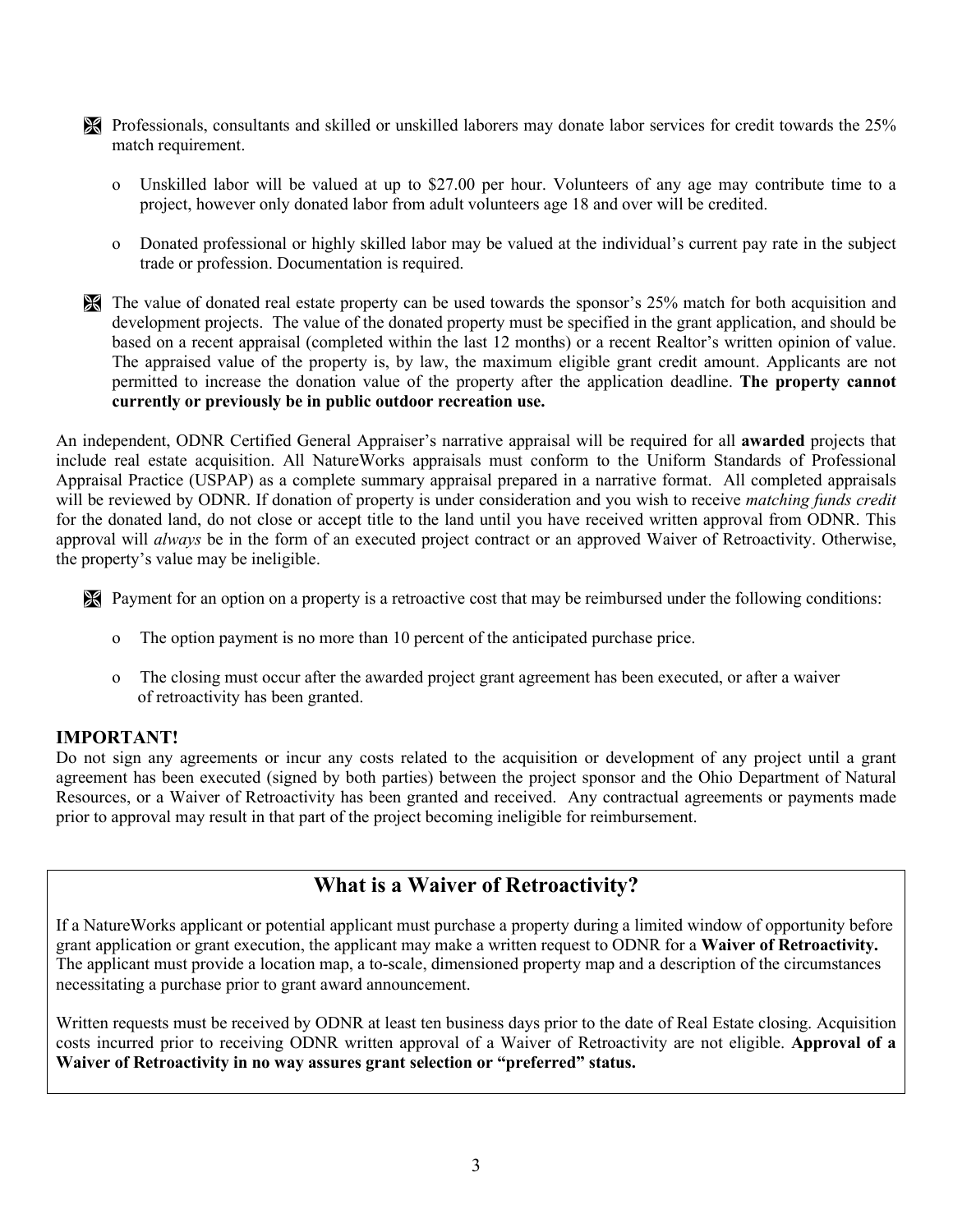- Professionals, consultants and skilled or unskilled laborers may donate labor services for credit towards the 25% match requirement.

  - Unskilled labor will be valued at up to $27.00 per hour. Volunteers of any age may contribute time to a project, however only donated labor from adult volunteers age 18 and over will be credited.

  - Donated professional or highly skilled labor may be valued at the individual's current pay rate in the subject trade or profession. Documentation is required.

- The value of donated real estate property can be used towards the sponsor's 25% match for both acquisition and development projects. The value of the donated property must be specified in the grant application, and should be based on a recent appraisal (completed within the last 12 months) or a recent Realtor's written opinion of value. The appraised value of the property is, by law, the maximum eligible grant credit amount. Applicants are not permitted to increase the donation value of the property after the application deadline. **The property cannot currently or previously be in public outdoor recreation use.**

An independent, ODNR Certified General Appraiser's narrative appraisal will be required for all **awarded** projects that include real estate acquisition. All NatureWorks appraisals must conform to the Uniform Standards of Professional Appraisal Practice (USPAP) as a complete summary appraisal prepared in a narrative format. All completed appraisals will be reviewed by ODNR. If donation of property is under consideration and you wish to receive *matching funds credit* for the donated land, do not close or accept title to the land until you have received written approval from ODNR. This approval will *always* be in the form of an executed project contract or an approved Waiver of Retroactivity. Otherwise, the property's value may be ineligible.

- Payment for an option on a property is a retroactive cost that may be reimbursed under the following conditions:

  - The option payment is no more than 10 percent of the anticipated purchase price.

  - The closing must occur after the awarded project grant agreement has been executed, or after a waiver of retroactivity has been granted.

**IMPORTANT!**

Do not sign any agreements or incur any costs related to the acquisition or development of any project until a grant agreement has been executed (signed by both parties) between the project sponsor and the Ohio Department of Natural Resources, or a Waiver of Retroactivity has been granted and received. Any contractual agreements or payments made prior to approval may result in that part of the project becoming ineligible for reimbursement.

## What is a Waiver of Retroactivity?

If a NatureWorks applicant or potential applicant must purchase a property during a limited window of opportunity before grant application or grant execution, the applicant may make a written request to ODNR for a **Waiver of Retroactivity.** The applicant must provide a location map, a to-scale, dimensioned property map and a description of the circumstances necessitating a purchase prior to grant award announcement.

Written requests must be received by ODNR at least ten business days prior to the date of Real Estate closing. Acquisition costs incurred prior to receiving ODNR written approval of a Waiver of Retroactivity are not eligible. **Approval of a Waiver of Retroactivity in no way assures grant selection or "preferred" status.**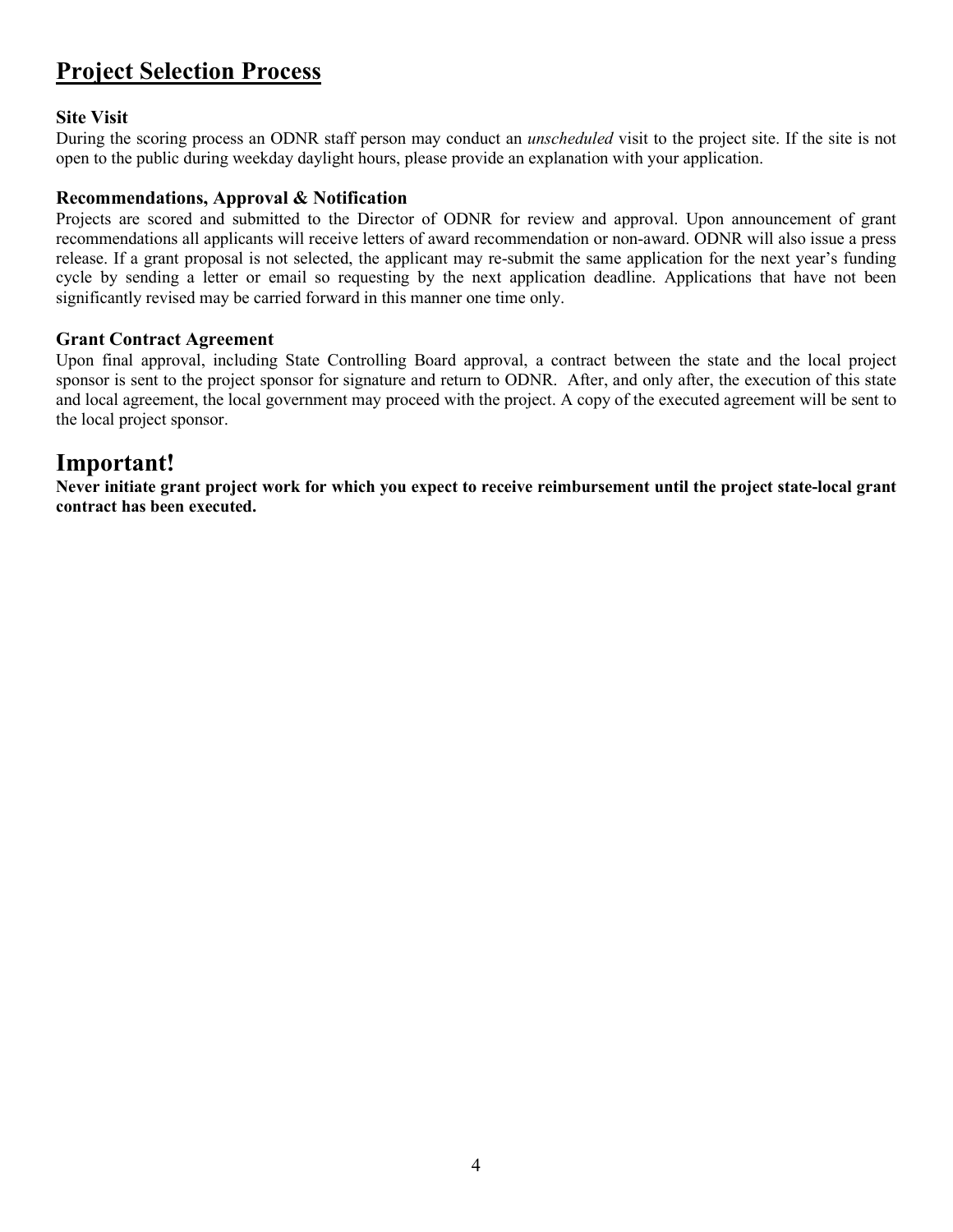## Project Selection Process

### Site Visit

During the scoring process an ODNR staff person may conduct an *unscheduled* visit to the project site. If the site is not open to the public during weekday daylight hours, please provide an explanation with your application.

### Recommendations, Approval & Notification

Projects are scored and submitted to the Director of ODNR for review and approval. Upon announcement of grant recommendations all applicants will receive letters of award recommendation or non-award. ODNR will also issue a press release. If a grant proposal is not selected, the applicant may re-submit the same application for the next year's funding cycle by sending a letter or email so requesting by the next application deadline. Applications that have not been significantly revised may be carried forward in this manner one time only.

### Grant Contract Agreement

Upon final approval, including State Controlling Board approval, a contract between the state and the local project sponsor is sent to the project sponsor for signature and return to ODNR. After, and only after, the execution of this state and local agreement, the local government may proceed with the project. A copy of the executed agreement will be sent to the local project sponsor.

## Important!

**Never initiate grant project work for which you expect to receive reimbursement until the project state-local grant contract has been executed.**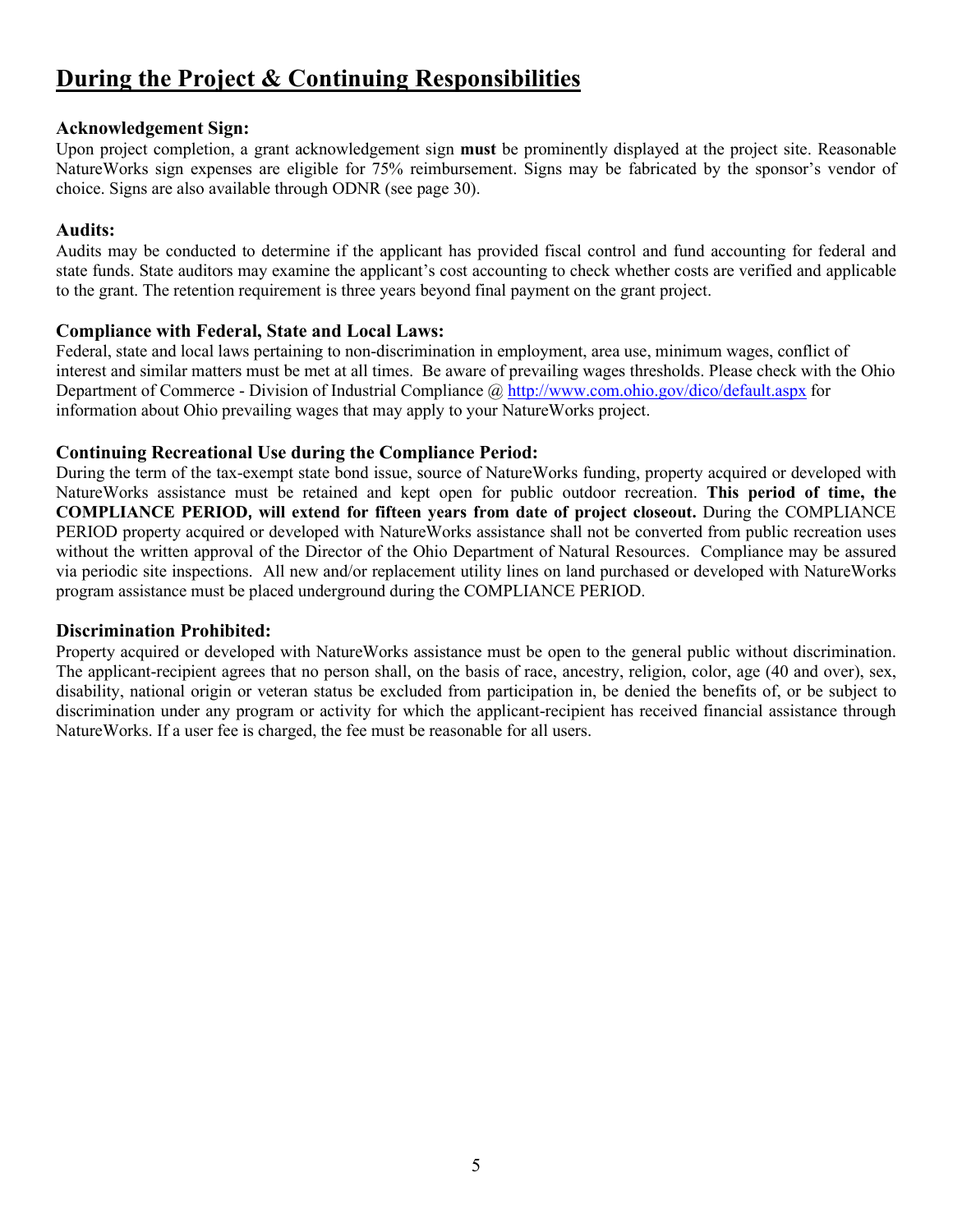# During the Project & Continuing Responsibilities

### Acknowledgement Sign:

Upon project completion, a grant acknowledgement sign **must** be prominently displayed at the project site. Reasonable NatureWorks sign expenses are eligible for 75% reimbursement. Signs may be fabricated by the sponsor's vendor of choice. Signs are also available through ODNR (see page 30).

### Audits:

Audits may be conducted to determine if the applicant has provided fiscal control and fund accounting for federal and state funds. State auditors may examine the applicant's cost accounting to check whether costs are verified and applicable to the grant. The retention requirement is three years beyond final payment on the grant project.

### Compliance with Federal, State and Local Laws:

Federal, state and local laws pertaining to non-discrimination in employment, area use, minimum wages, conflict of interest and similar matters must be met at all times. Be aware of prevailing wages thresholds. Please check with the Ohio Department of Commerce - Division of Industrial Compliance @ [http://www.com.ohio.gov/dico/default.aspx](http://www.com.ohio.gov/dico/default.aspx) for information about Ohio prevailing wages that may apply to your NatureWorks project.

### Continuing Recreational Use during the Compliance Period:

During the term of the tax-exempt state bond issue, source of NatureWorks funding, property acquired or developed with NatureWorks assistance must be retained and kept open for public outdoor recreation. **This period of time, the COMPLIANCE PERIOD, will extend for fifteen years from date of project closeout.** During the COMPLIANCE PERIOD property acquired or developed with NatureWorks assistance shall not be converted from public recreation uses without the written approval of the Director of the Ohio Department of Natural Resources. Compliance may be assured via periodic site inspections. All new and/or replacement utility lines on land purchased or developed with NatureWorks program assistance must be placed underground during the COMPLIANCE PERIOD.

### Discrimination Prohibited:

Property acquired or developed with NatureWorks assistance must be open to the general public without discrimination. The applicant-recipient agrees that no person shall, on the basis of race, ancestry, religion, color, age (40 and over), sex, disability, national origin or veteran status be excluded from participation in, be denied the benefits of, or be subject to discrimination under any program or activity for which the applicant-recipient has received financial assistance through NatureWorks. If a user fee is charged, the fee must be reasonable for all users.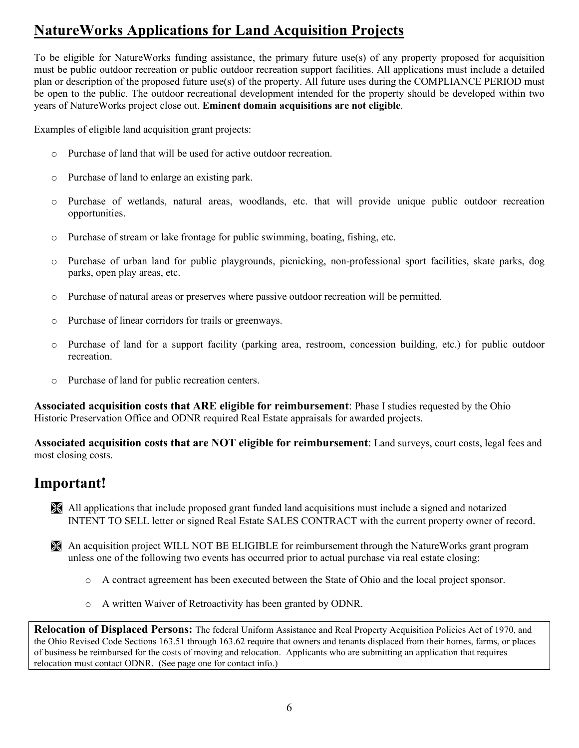# NatureWorks Applications for Land Acquisition Projects

To be eligible for NatureWorks funding assistance, the primary future use(s) of any property proposed for acquisition must be public outdoor recreation or public outdoor recreation support facilities. All applications must include a detailed plan or description of the proposed future use(s) of the property. All future uses during the COMPLIANCE PERIOD must be open to the public. The outdoor recreational development intended for the property should be developed within two years of NatureWorks project close out. **Eminent domain acquisitions are not eligible**.

Examples of eligible land acquisition grant projects:

- Purchase of land that will be used for active outdoor recreation.
- Purchase of land to enlarge an existing park.
- Purchase of wetlands, natural areas, woodlands, etc. that will provide unique public outdoor recreation opportunities.
- Purchase of stream or lake frontage for public swimming, boating, fishing, etc.
- Purchase of urban land for public playgrounds, picnicking, non-professional sport facilities, skate parks, dog parks, open play areas, etc.
- Purchase of natural areas or preserves where passive outdoor recreation will be permitted.
- Purchase of linear corridors for trails or greenways.
- Purchase of land for a support facility (parking area, restroom, concession building, etc.) for public outdoor recreation.
- Purchase of land for public recreation centers.

**Associated acquisition costs that ARE eligible for reimbursement**: Phase I studies requested by the Ohio Historic Preservation Office and ODNR required Real Estate appraisals for awarded projects.

**Associated acquisition costs that are NOT eligible for reimbursement**: Land surveys, court costs, legal fees and most closing costs.

## Important!

- All applications that include proposed grant funded land acquisitions must include a signed and notarized INTENT TO SELL letter or signed Real Estate SALES CONTRACT with the current property owner of record.
- An acquisition project WILL NOT BE ELIGIBLE for reimbursement through the NatureWorks grant program unless one of the following two events has occurred prior to actual purchase via real estate closing:
  - A contract agreement has been executed between the State of Ohio and the local project sponsor.
  - A written Waiver of Retroactivity has been granted by ODNR.

**Relocation of Displaced Persons:** The federal Uniform Assistance and Real Property Acquisition Policies Act of 1970, and the Ohio Revised Code Sections 163.51 through 163.62 require that owners and tenants displaced from their homes, farms, or places of business be reimbursed for the costs of moving and relocation. Applicants who are submitting an application that requires relocation must contact ODNR. (See page one for contact info.)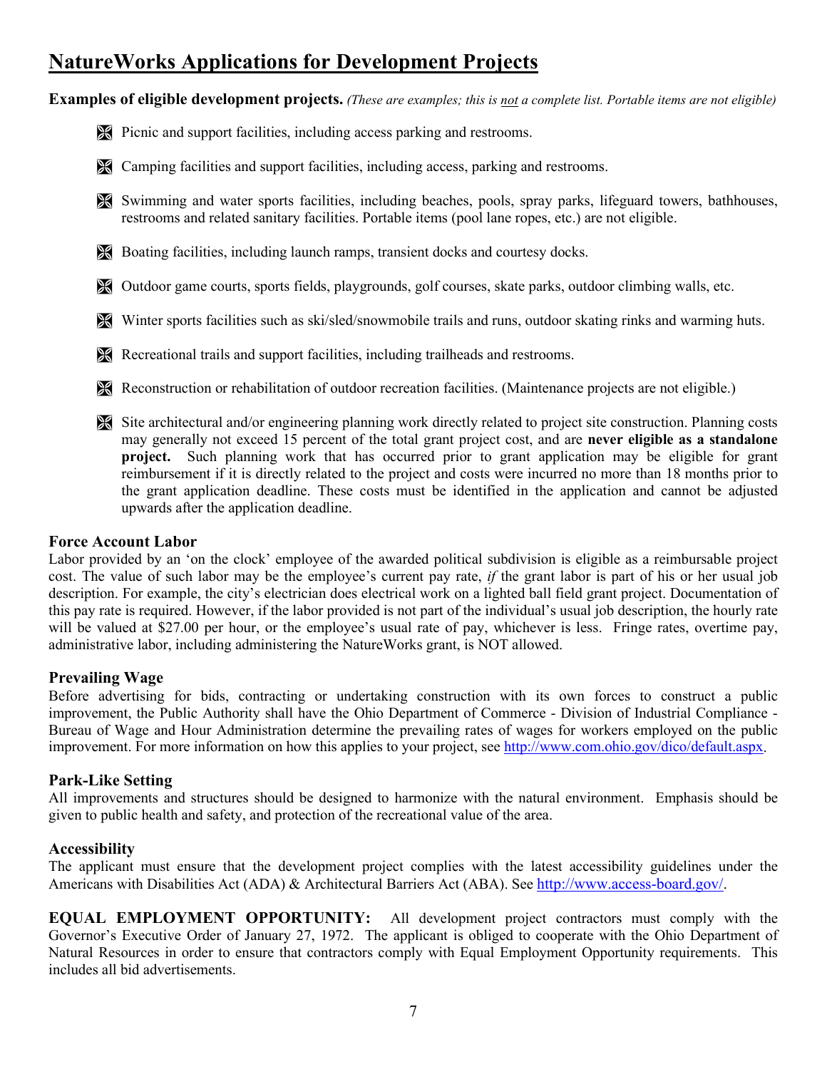# NatureWorks Applications for Development Projects

**Examples of eligible development projects.** *(These are examples; this is* _not_ *a complete list. Portable items are not eligible)*

- Picnic and support facilities, including access parking and restrooms.
- Camping facilities and support facilities, including access, parking and restrooms.
- Swimming and water sports facilities, including beaches, pools, spray parks, lifeguard towers, bathhouses, restrooms and related sanitary facilities. Portable items (pool lane ropes, etc.) are not eligible.
- Boating facilities, including launch ramps, transient docks and courtesy docks.
- Outdoor game courts, sports fields, playgrounds, golf courses, skate parks, outdoor climbing walls, etc.
- Winter sports facilities such as ski/sled/snowmobile trails and runs, outdoor skating rinks and warming huts.
- Recreational trails and support facilities, including trailheads and restrooms.
- Reconstruction or rehabilitation of outdoor recreation facilities. (Maintenance projects are not eligible.)
- Site architectural and/or engineering planning work directly related to project site construction. Planning costs may generally not exceed 15 percent of the total grant project cost, and are **never eligible as a standalone project.** Such planning work that has occurred prior to grant application may be eligible for grant reimbursement if it is directly related to the project and costs were incurred no more than 18 months prior to the grant application deadline. These costs must be identified in the application and cannot be adjusted upwards after the application deadline.

### Force Account Labor

Labor provided by an 'on the clock' employee of the awarded political subdivision is eligible as a reimbursable project cost. The value of such labor may be the employee's current pay rate, *if* the grant labor is part of his or her usual job description. For example, the city's electrician does electrical work on a lighted ball field grant project. Documentation of this pay rate is required. However, if the labor provided is not part of the individual's usual job description, the hourly rate will be valued at $27.00 per hour, or the employee's usual rate of pay, whichever is less. Fringe rates, overtime pay, administrative labor, including administering the NatureWorks grant, is NOT allowed.

### Prevailing Wage

Before advertising for bids, contracting or undertaking construction with its own forces to construct a public improvement, the Public Authority shall have the Ohio Department of Commerce - Division of Industrial Compliance - Bureau of Wage and Hour Administration determine the prevailing rates of wages for workers employed on the public improvement. For more information on how this applies to your project, see http://www.com.ohio.gov/dico/default.aspx.

### Park-Like Setting

All improvements and structures should be designed to harmonize with the natural environment. Emphasis should be given to public health and safety, and protection of the recreational value of the area.

### Accessibility

The applicant must ensure that the development project complies with the latest accessibility guidelines under the Americans with Disabilities Act (ADA) & Architectural Barriers Act (ABA). See http://www.access-board.gov/.

**EQUAL EMPLOYMENT OPPORTUNITY:** All development project contractors must comply with the Governor's Executive Order of January 27, 1972. The applicant is obliged to cooperate with the Ohio Department of Natural Resources in order to ensure that contractors comply with Equal Employment Opportunity requirements. This includes all bid advertisements.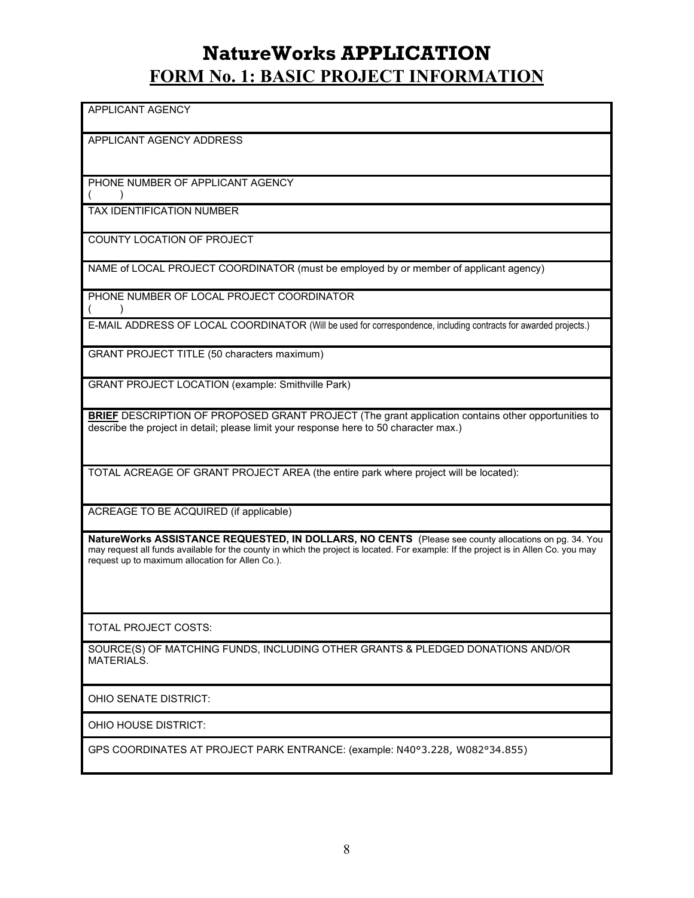# NatureWorks APPLICATION

## FORM No. 1: BASIC PROJECT INFORMATION

| APPLICANT AGENCY |
|---|
| APPLICANT AGENCY ADDRESS |
| PHONE NUMBER OF APPLICANT AGENCY<br>(          ) |
| TAX IDENTIFICATION NUMBER |
| COUNTY LOCATION OF PROJECT |
| NAME of LOCAL PROJECT COORDINATOR (must be employed by or member of applicant agency) |
| PHONE NUMBER OF LOCAL PROJECT COORDINATOR<br>(          ) |
| E-MAIL ADDRESS OF LOCAL COORDINATOR (Will be used for correspondence, including contracts for awarded projects.) |
| GRANT PROJECT TITLE (50 characters maximum) |
| GRANT PROJECT LOCATION (example: Smithville Park) |
| **BRIEF** DESCRIPTION OF PROPOSED GRANT PROJECT (The grant application contains other opportunities to describe the project in detail; please limit your response here to 50 character max.) |
| TOTAL ACREAGE OF GRANT PROJECT AREA (the entire park where project will be located): |
| ACREAGE TO BE ACQUIRED (if applicable) |
| **NatureWorks ASSISTANCE REQUESTED, IN DOLLARS, NO CENTS** (Please see county allocations on pg. 34. You may request all funds available for the county in which the project is located. For example: If the project is in Allen Co. you may request up to maximum allocation for Allen Co.). |
| TOTAL PROJECT COSTS: |
| SOURCE(S) OF MATCHING FUNDS, INCLUDING OTHER GRANTS & PLEDGED DONATIONS AND/OR MATERIALS. |
| OHIO SENATE DISTRICT: |
| OHIO HOUSE DISTRICT: |
| GPS COORDINATES AT PROJECT PARK ENTRANCE: (example: N40°3.228, W082°34.855) |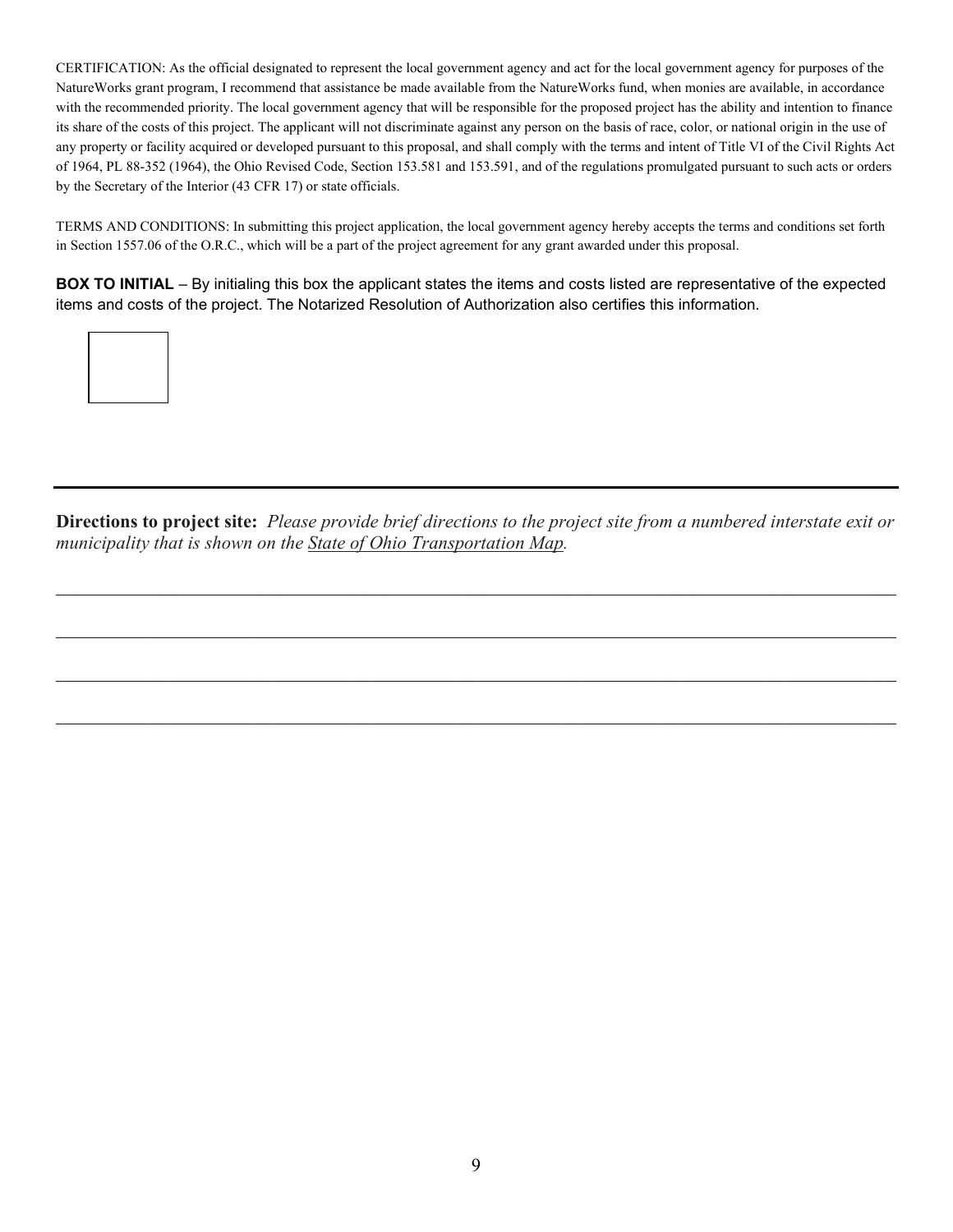CERTIFICATION: As the official designated to represent the local government agency and act for the local government agency for purposes of the NatureWorks grant program, I recommend that assistance be made available from the NatureWorks fund, when monies are available, in accordance with the recommended priority. The local government agency that will be responsible for the proposed project has the ability and intention to finance its share of the costs of this project. The applicant will not discriminate against any person on the basis of race, color, or national origin in the use of any property or facility acquired or developed pursuant to this proposal, and shall comply with the terms and intent of Title VI of the Civil Rights Act of 1964, PL 88-352 (1964), the Ohio Revised Code, Section 153.581 and 153.591, and of the regulations promulgated pursuant to such acts or orders by the Secretary of the Interior (43 CFR 17) or state officials.

TERMS AND CONDITIONS: In submitting this project application, the local government agency hereby accepts the terms and conditions set forth in Section 1557.06 of the O.R.C., which will be a part of the project agreement for any grant awarded under this proposal.

**BOX TO INITIAL** – By initialing this box the applicant states the items and costs listed are representative of the expected items and costs of the project. The Notarized Resolution of Authorization also certifies this information.

| |
|---|
| |

---

**Directions to project site:** *Please provide brief directions to the project site from a numbered interstate exit or municipality that is shown on the State of Ohio Transportation Map.*

______________________________________________________________________________

______________________________________________________________________________

______________________________________________________________________________

______________________________________________________________________________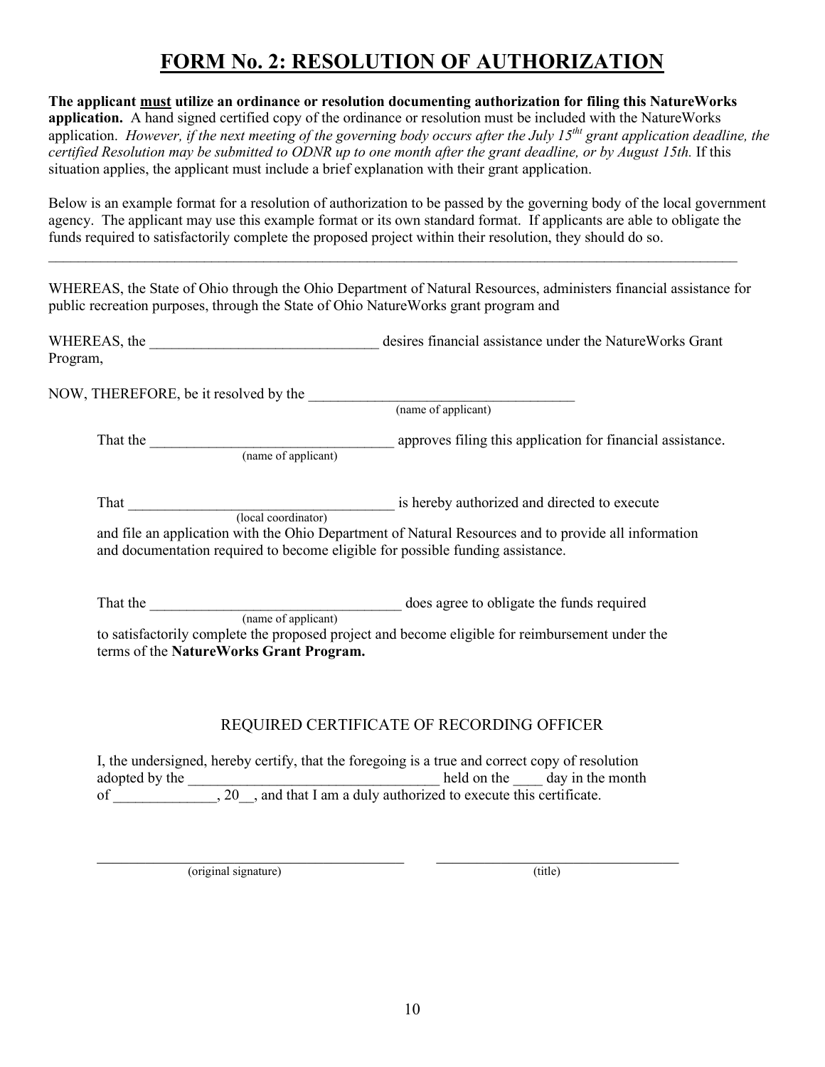# FORM No. 2: RESOLUTION OF AUTHORIZATION

**The applicant <u>must</u> utilize an ordinance or resolution documenting authorization for filing this NatureWorks application.** A hand signed certified copy of the ordinance or resolution must be included with the NatureWorks application. *However, if the next meeting of the governing body occurs after the July 15tht grant application deadline, the certified Resolution may be submitted to ODNR up to one month after the grant deadline, or by August 15th.* If this situation applies, the applicant must include a brief explanation with their grant application.

Below is an example format for a resolution of authorization to be passed by the governing body of the local government agency. The applicant may use this example format or its own standard format. If applicants are able to obligate the funds required to satisfactorily complete the proposed project within their resolution, they should do so.

---

WHEREAS, the State of Ohio through the Ohio Department of Natural Resources, administers financial assistance for public recreation purposes, through the State of Ohio NatureWorks grant program and

WHEREAS, the _______________________________ desires financial assistance under the NatureWorks Grant Program,

NOW, THEREFORE, be it resolved by the ___________________________________
(name of applicant)

That the _________________________________ approves filing this application for financial assistance.
(name of applicant)

That ____________________________________ is hereby authorized and directed to execute
(local coordinator)
and file an application with the Ohio Department of Natural Resources and to provide all information and documentation required to become eligible for possible funding assistance.

That the _________________________________ does agree to obligate the funds required
(name of applicant)
to satisfactorily complete the proposed project and become eligible for reimbursement under the terms of the **NatureWorks Grant Program.**

## REQUIRED CERTIFICATE OF RECORDING OFFICER

I, the undersigned, hereby certify, that the foregoing is a true and correct copy of resolution adopted by the __________________________________ held on the ____ day in the month of ______________, 20__, and that I am a duly authorized to execute this certificate.

_________________________________________ (original signature)

_________________________________ (title)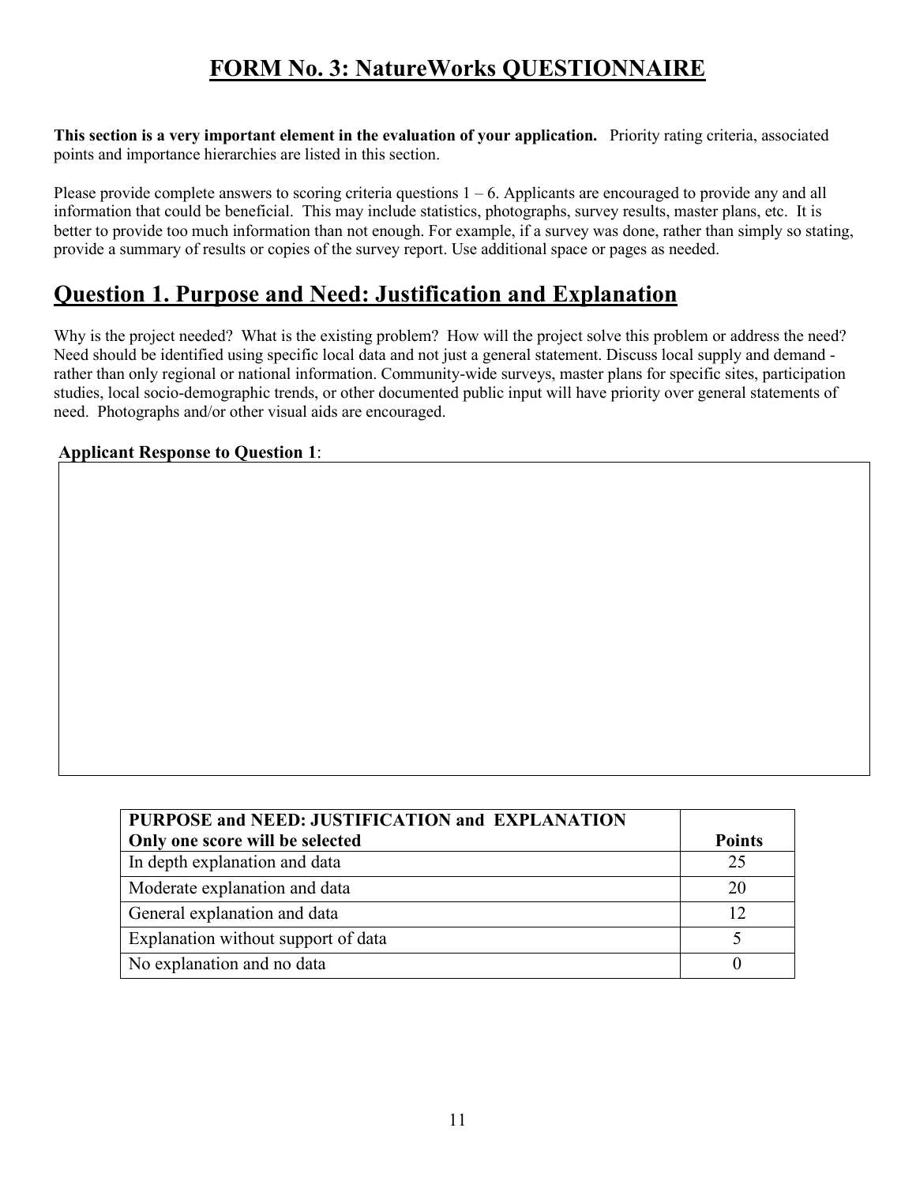# FORM No. 3: NatureWorks QUESTIONNAIRE

**This section is a very important element in the evaluation of your application.** Priority rating criteria, associated points and importance hierarchies are listed in this section.

Please provide complete answers to scoring criteria questions 1 – 6. Applicants are encouraged to provide any and all information that could be beneficial. This may include statistics, photographs, survey results, master plans, etc. It is better to provide too much information than not enough. For example, if a survey was done, rather than simply so stating, provide a summary of results or copies of the survey report. Use additional space or pages as needed.

## Question 1. Purpose and Need: Justification and Explanation

Why is the project needed? What is the existing problem? How will the project solve this problem or address the need? Need should be identified using specific local data and not just a general statement. Discuss local supply and demand - rather than only regional or national information. Community-wide surveys, master plans for specific sites, participation studies, local socio-demographic trends, or other documented public input will have priority over general statements of need. Photographs and/or other visual aids are encouraged.

**Applicant Response to Question 1**:

| **PURPOSE and NEED: JUSTIFICATION and EXPLANATION**<br>**Only one score will be selected** | **Points** |
|---|---|
| In depth explanation and data | 25 |
| Moderate explanation and data | 20 |
| General explanation and data | 12 |
| Explanation without support of data | 5 |
| No explanation and no data | 0 |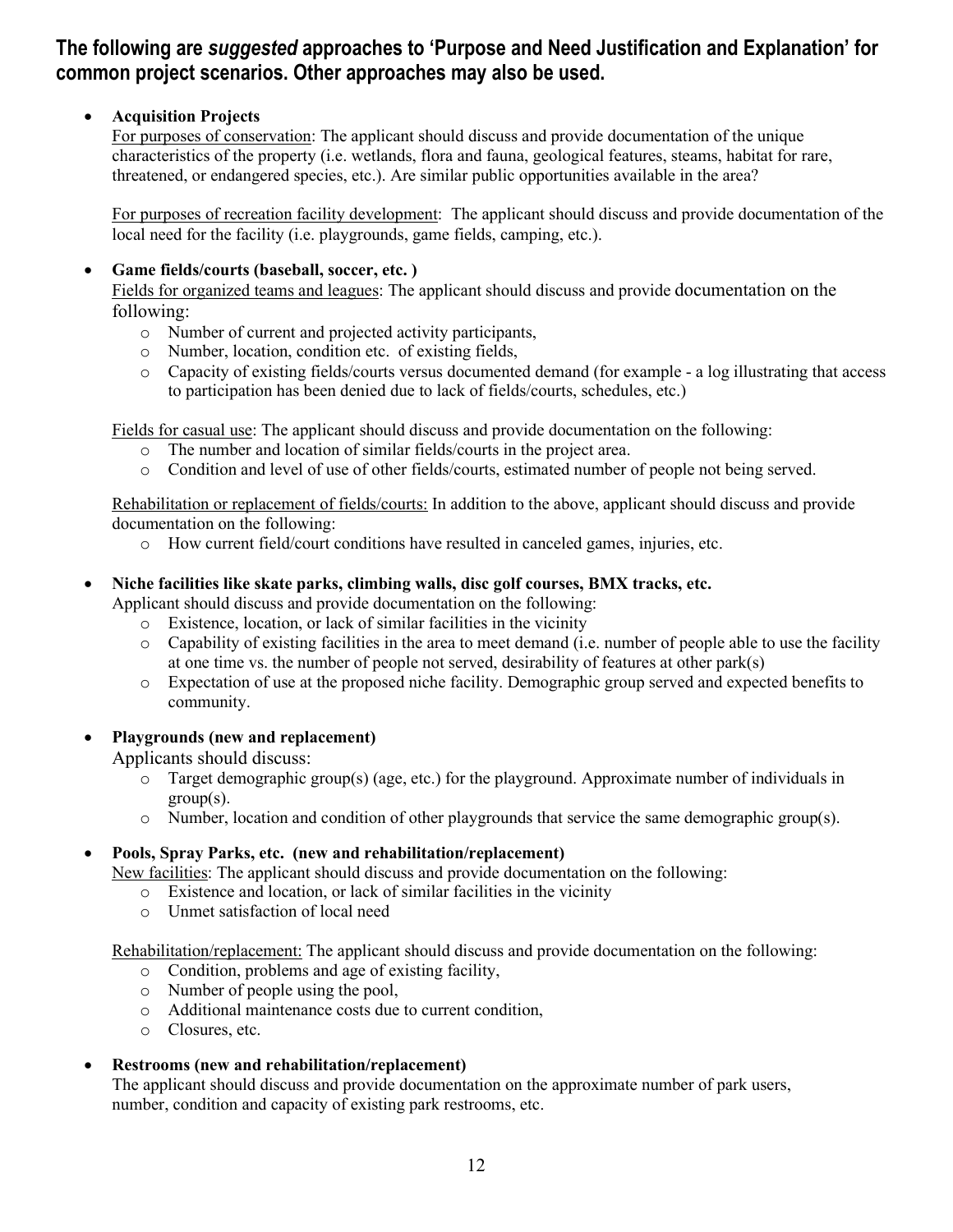## The following are *suggested* approaches to 'Purpose and Need Justification and Explanation' for common project scenarios. Other approaches may also be used.

- **Acquisition Projects**

  For purposes of conservation: The applicant should discuss and provide documentation of the unique characteristics of the property (i.e. wetlands, flora and fauna, geological features, steams, habitat for rare, threatened, or endangered species, etc.). Are similar public opportunities available in the area?

  For purposes of recreation facility development: The applicant should discuss and provide documentation of the local need for the facility (i.e. playgrounds, game fields, camping, etc.).

- **Game fields/courts (baseball, soccer, etc. )**

  Fields for organized teams and leagues: The applicant should discuss and provide documentation on the following:
  - Number of current and projected activity participants,
  - Number, location, condition etc. of existing fields,
  - Capacity of existing fields/courts versus documented demand (for example - a log illustrating that access to participation has been denied due to lack of fields/courts, schedules, etc.)

  Fields for casual use: The applicant should discuss and provide documentation on the following:
  - The number and location of similar fields/courts in the project area.
  - Condition and level of use of other fields/courts, estimated number of people not being served.

  Rehabilitation or replacement of fields/courts: In addition to the above, applicant should discuss and provide documentation on the following:
  - How current field/court conditions have resulted in canceled games, injuries, etc.

- **Niche facilities like skate parks, climbing walls, disc golf courses, BMX tracks, etc.**

  Applicant should discuss and provide documentation on the following:
  - Existence, location, or lack of similar facilities in the vicinity
  - Capability of existing facilities in the area to meet demand (i.e. number of people able to use the facility at one time vs. the number of people not served, desirability of features at other park(s)
  - Expectation of use at the proposed niche facility. Demographic group served and expected benefits to community.

- **Playgrounds (new and replacement)**

  Applicants should discuss:
  - Target demographic group(s) (age, etc.) for the playground. Approximate number of individuals in group(s).
  - Number, location and condition of other playgrounds that service the same demographic group(s).

- **Pools, Spray Parks, etc. (new and rehabilitation/replacement)**

  New facilities: The applicant should discuss and provide documentation on the following:
  - Existence and location, or lack of similar facilities in the vicinity
  - Unmet satisfaction of local need

  Rehabilitation/replacement: The applicant should discuss and provide documentation on the following:
  - Condition, problems and age of existing facility,
  - Number of people using the pool,
  - Additional maintenance costs due to current condition,
  - Closures, etc.

- **Restrooms (new and rehabilitation/replacement)**

  The applicant should discuss and provide documentation on the approximate number of park users, number, condition and capacity of existing park restrooms, etc.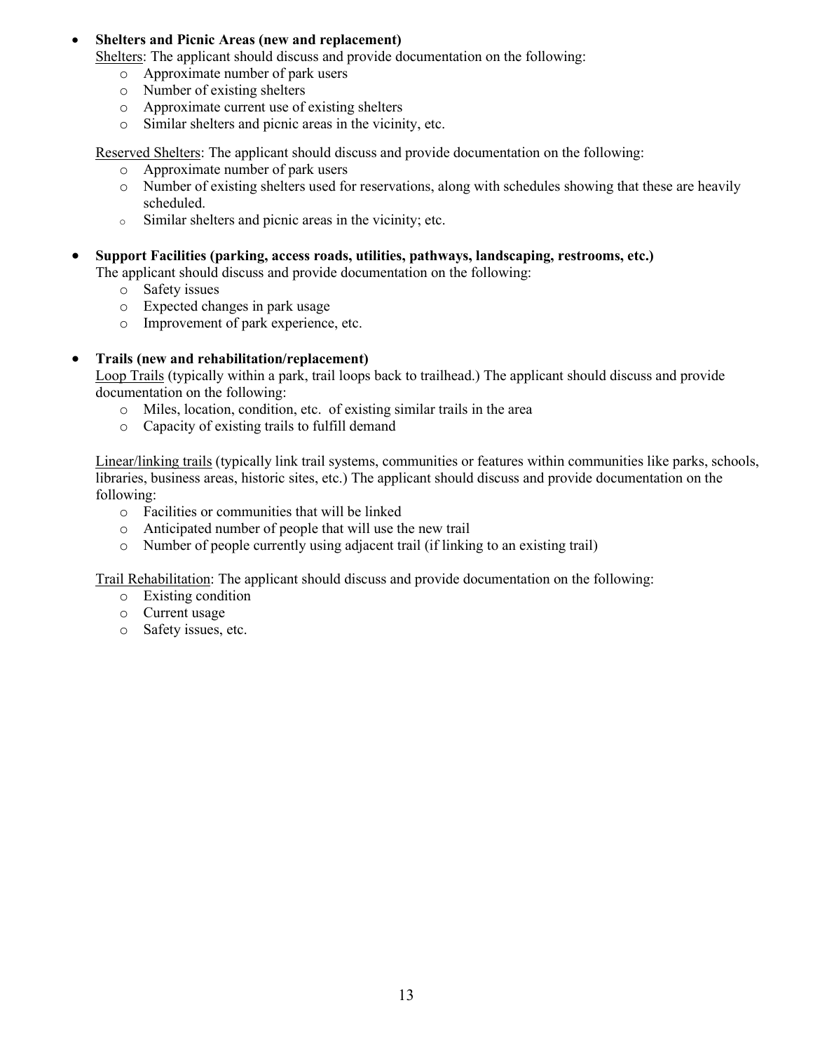- **Shelters and Picnic Areas (new and replacement)**

  Shelters: The applicant should discuss and provide documentation on the following:
  - Approximate number of park users
  - Number of existing shelters
  - Approximate current use of existing shelters
  - Similar shelters and picnic areas in the vicinity, etc.

  Reserved Shelters: The applicant should discuss and provide documentation on the following:
  - Approximate number of park users
  - Number of existing shelters used for reservations, along with schedules showing that these are heavily scheduled.
  - Similar shelters and picnic areas in the vicinity; etc.

- **Support Facilities (parking, access roads, utilities, pathways, landscaping, restrooms, etc.)**

  The applicant should discuss and provide documentation on the following:
  - Safety issues
  - Expected changes in park usage
  - Improvement of park experience, etc.

- **Trails (new and rehabilitation/replacement)**

  Loop Trails (typically within a park, trail loops back to trailhead.) The applicant should discuss and provide documentation on the following:
  - Miles, location, condition, etc. of existing similar trails in the area
  - Capacity of existing trails to fulfill demand

  Linear/linking trails (typically link trail systems, communities or features within communities like parks, schools, libraries, business areas, historic sites, etc.) The applicant should discuss and provide documentation on the following:
  - Facilities or communities that will be linked
  - Anticipated number of people that will use the new trail
  - Number of people currently using adjacent trail (if linking to an existing trail)

  Trail Rehabilitation: The applicant should discuss and provide documentation on the following:
  - Existing condition
  - Current usage
  - Safety issues, etc.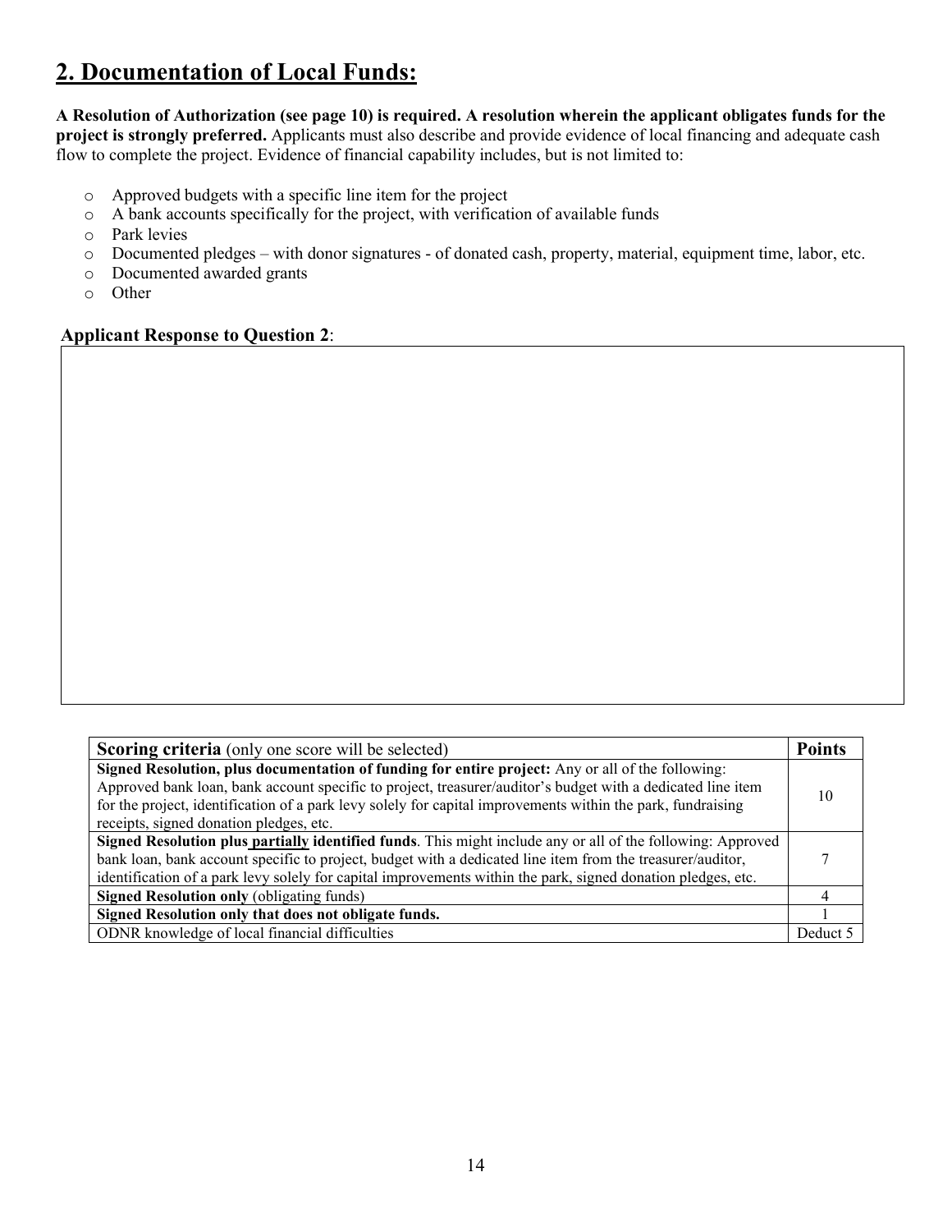## 2. Documentation of Local Funds:

**A Resolution of Authorization (see page 10) is required. A resolution wherein the applicant obligates funds for the project is strongly preferred.** Applicants must also describe and provide evidence of local financing and adequate cash flow to complete the project. Evidence of financial capability includes, but is not limited to:

- Approved budgets with a specific line item for the project
- A bank accounts specifically for the project, with verification of available funds
- Park levies
- Documented pledges – with donor signatures - of donated cash, property, material, equipment time, labor, etc.
- Documented awarded grants
- Other

**Applicant Response to Question 2**:

| **Scoring criteria** (only one score will be selected) | **Points** |
| --- | --- |
| **Signed Resolution, plus documentation of funding for entire project:** Any or all of the following: Approved bank loan, bank account specific to project, treasurer/auditor's budget with a dedicated line item for the project, identification of a park levy solely for capital improvements within the park, fundraising receipts, signed donation pledges, etc. | 10 |
| **Signed Resolution plus <u>partially</u> identified funds**. This might include any or all of the following: Approved bank loan, bank account specific to project, budget with a dedicated line item from the treasurer/auditor, identification of a park levy solely for capital improvements within the park, signed donation pledges, etc. | 7 |
| **Signed Resolution only** (obligating funds) | 4 |
| **Signed Resolution only that does not obligate funds.** | 1 |
| ODNR knowledge of local financial difficulties | Deduct 5 |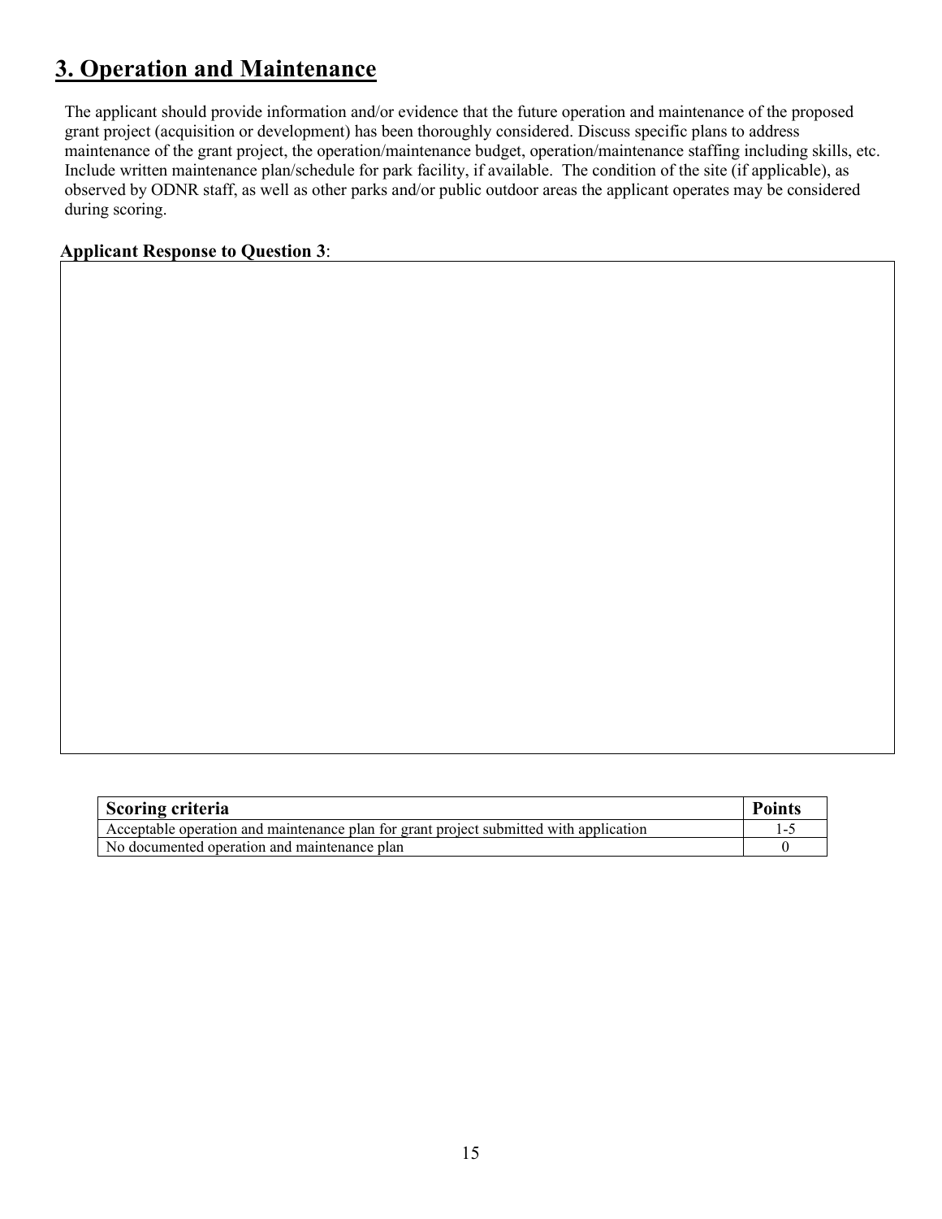# 3. Operation and Maintenance

The applicant should provide information and/or evidence that the future operation and maintenance of the proposed grant project (acquisition or development) has been thoroughly considered. Discuss specific plans to address maintenance of the grant project, the operation/maintenance budget, operation/maintenance staffing including skills, etc. Include written maintenance plan/schedule for park facility, if available. The condition of the site (if applicable), as observed by ODNR staff, as well as other parks and/or public outdoor areas the applicant operates may be considered during scoring.

**Applicant Response to Question 3**:

| Scoring criteria | Points |
|---|---|
| Acceptable operation and maintenance plan for grant project submitted with application | 1-5 |
| No documented operation and maintenance plan | 0 |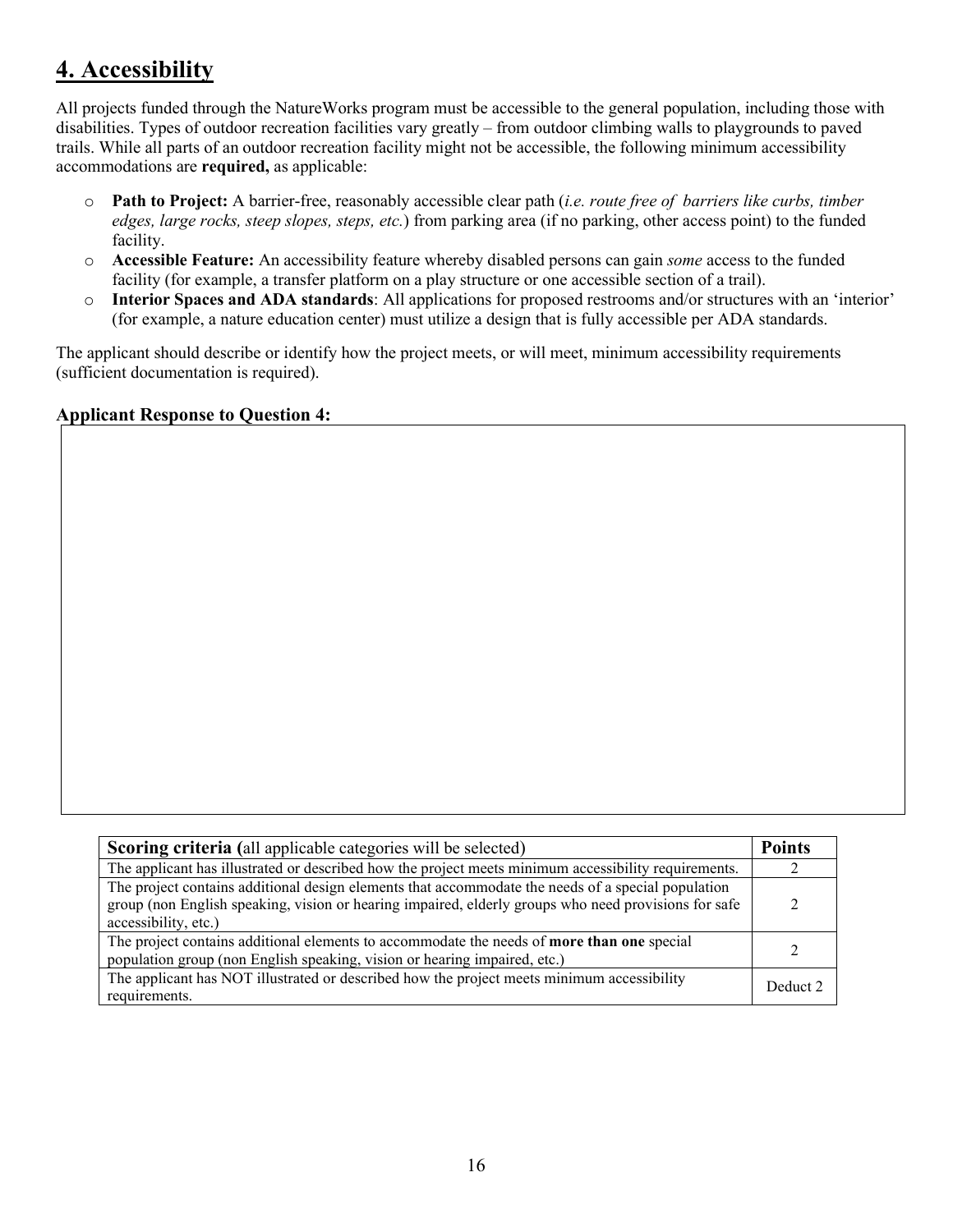## 4. Accessibility

All projects funded through the NatureWorks program must be accessible to the general population, including those with disabilities. Types of outdoor recreation facilities vary greatly – from outdoor climbing walls to playgrounds to paved trails. While all parts of an outdoor recreation facility might not be accessible, the following minimum accessibility accommodations are **required,** as applicable:

- **Path to Project:** A barrier-free, reasonably accessible clear path (*i.e. route free of barriers like curbs, timber edges, large rocks, steep slopes, steps, etc.*) from parking area (if no parking, other access point) to the funded facility.
- **Accessible Feature:** An accessibility feature whereby disabled persons can gain *some* access to the funded facility (for example, a transfer platform on a play structure or one accessible section of a trail).
- **Interior Spaces and ADA standards**: All applications for proposed restrooms and/or structures with an 'interior' (for example, a nature education center) must utilize a design that is fully accessible per ADA standards.

The applicant should describe or identify how the project meets, or will meet, minimum accessibility requirements (sufficient documentation is required).

**Applicant Response to Question 4:**

| |
|---|
| |

| **Scoring criteria (**all applicable categories will be selected) | **Points** |
|---|---|
| The applicant has illustrated or described how the project meets minimum accessibility requirements. | 2 |
| The project contains additional design elements that accommodate the needs of a special population group (non English speaking, vision or hearing impaired, elderly groups who need provisions for safe accessibility, etc.) | 2 |
| The project contains additional elements to accommodate the needs of **more than one** special population group (non English speaking, vision or hearing impaired, etc.) | 2 |
| The applicant has NOT illustrated or described how the project meets minimum accessibility requirements. | Deduct 2 |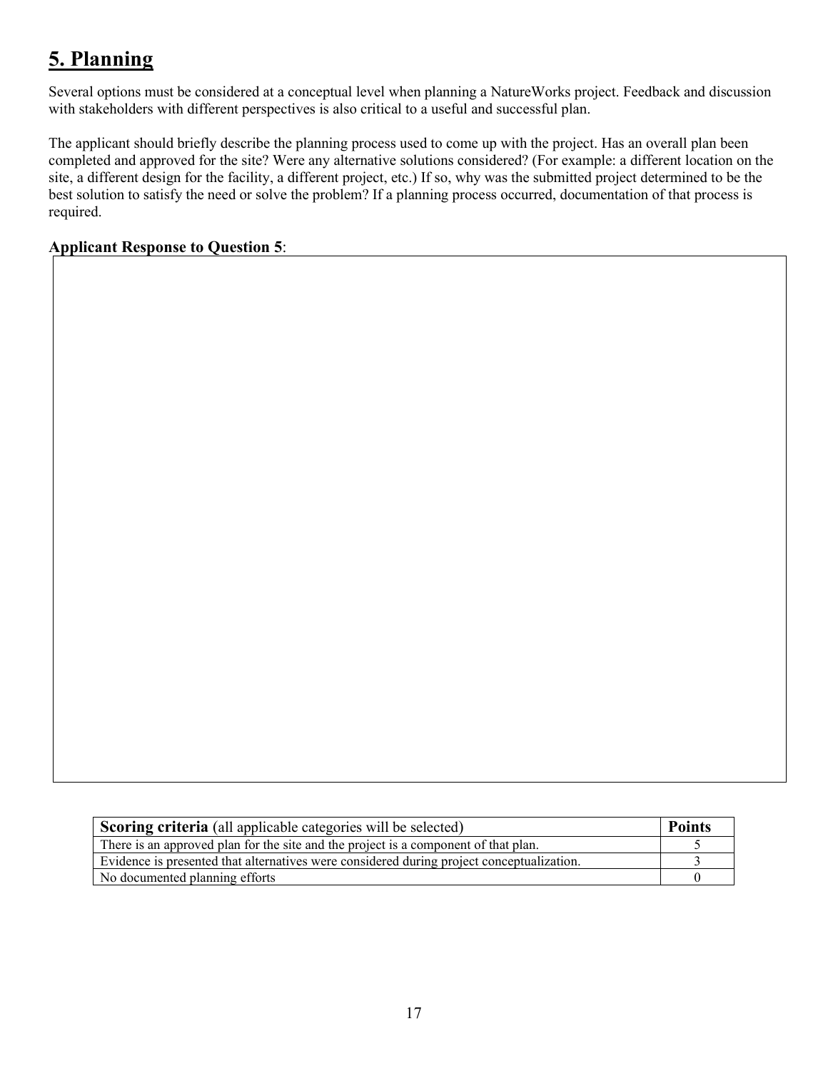## 5. Planning

Several options must be considered at a conceptual level when planning a NatureWorks project. Feedback and discussion with stakeholders with different perspectives is also critical to a useful and successful plan.

The applicant should briefly describe the planning process used to come up with the project. Has an overall plan been completed and approved for the site? Were any alternative solutions considered? (For example: a different location on the site, a different design for the facility, a different project, etc.) If so, why was the submitted project determined to be the best solution to satisfy the need or solve the problem? If a planning process occurred, documentation of that process is required.

**Applicant Response to Question 5**:

| **Scoring criteria** (all applicable categories will be selected) | **Points** |
|---|---|
| There is an approved plan for the site and the project is a component of that plan. | 5 |
| Evidence is presented that alternatives were considered during project conceptualization. | 3 |
| No documented planning efforts | 0 |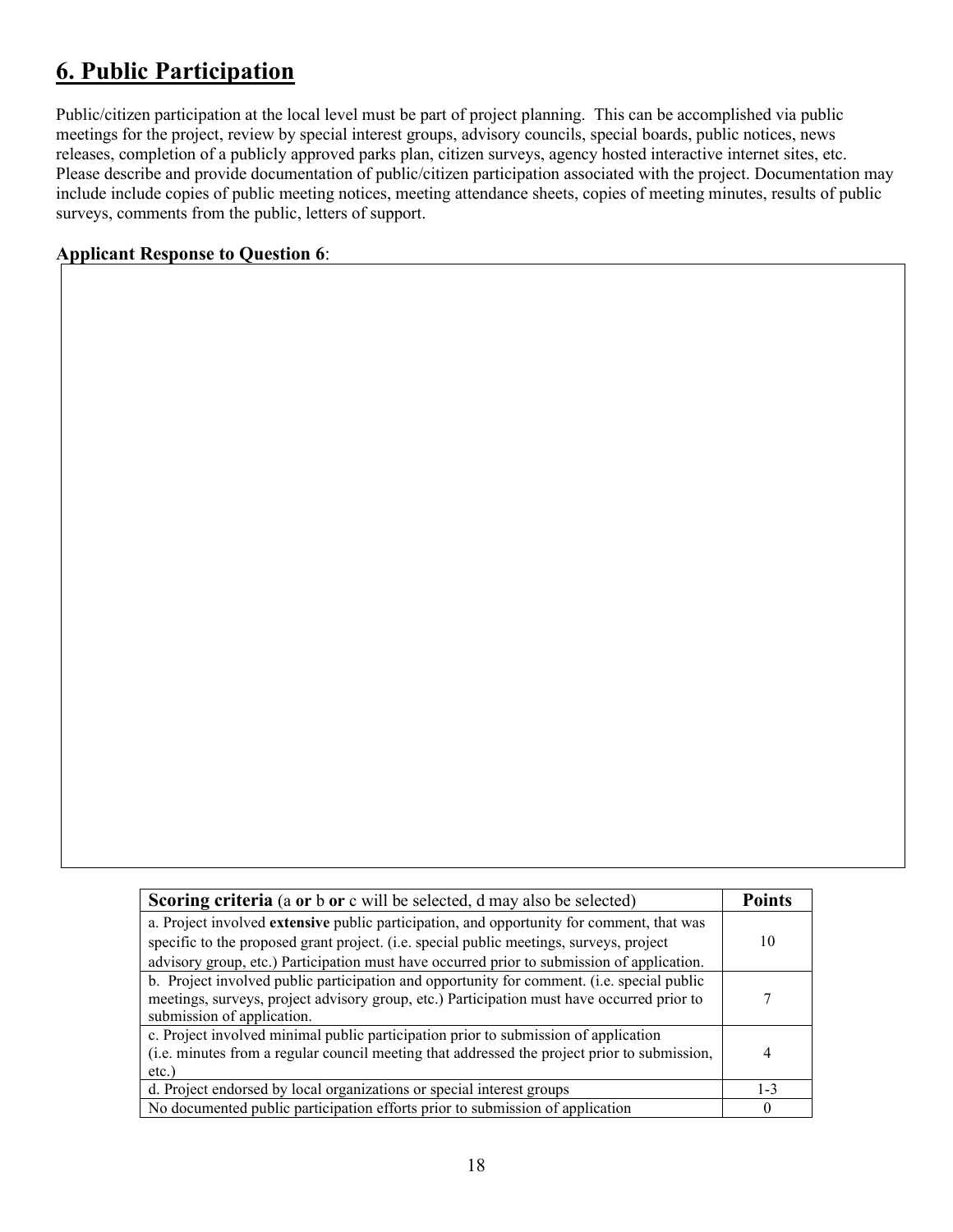## 6. Public Participation

Public/citizen participation at the local level must be part of project planning. This can be accomplished via public meetings for the project, review by special interest groups, advisory councils, special boards, public notices, news releases, completion of a publicly approved parks plan, citizen surveys, agency hosted interactive internet sites, etc. Please describe and provide documentation of public/citizen participation associated with the project. Documentation may include include copies of public meeting notices, meeting attendance sheets, copies of meeting minutes, results of public surveys, comments from the public, letters of support.

**Applicant Response to Question 6**:

| **Scoring criteria** (a **or** b **or** c will be selected, d may also be selected) | **Points** |
|---|---|
| a. Project involved **extensive** public participation, and opportunity for comment, that was specific to the proposed grant project. (i.e. special public meetings, surveys, project advisory group, etc.) Participation must have occurred prior to submission of application. | 10 |
| b. Project involved public participation and opportunity for comment. (i.e. special public meetings, surveys, project advisory group, etc.) Participation must have occurred prior to submission of application. | 7 |
| c. Project involved minimal public participation prior to submission of application (i.e. minutes from a regular council meeting that addressed the project prior to submission, etc.) | 4 |
| d. Project endorsed by local organizations or special interest groups | 1-3 |
| No documented public participation efforts prior to submission of application | 0 |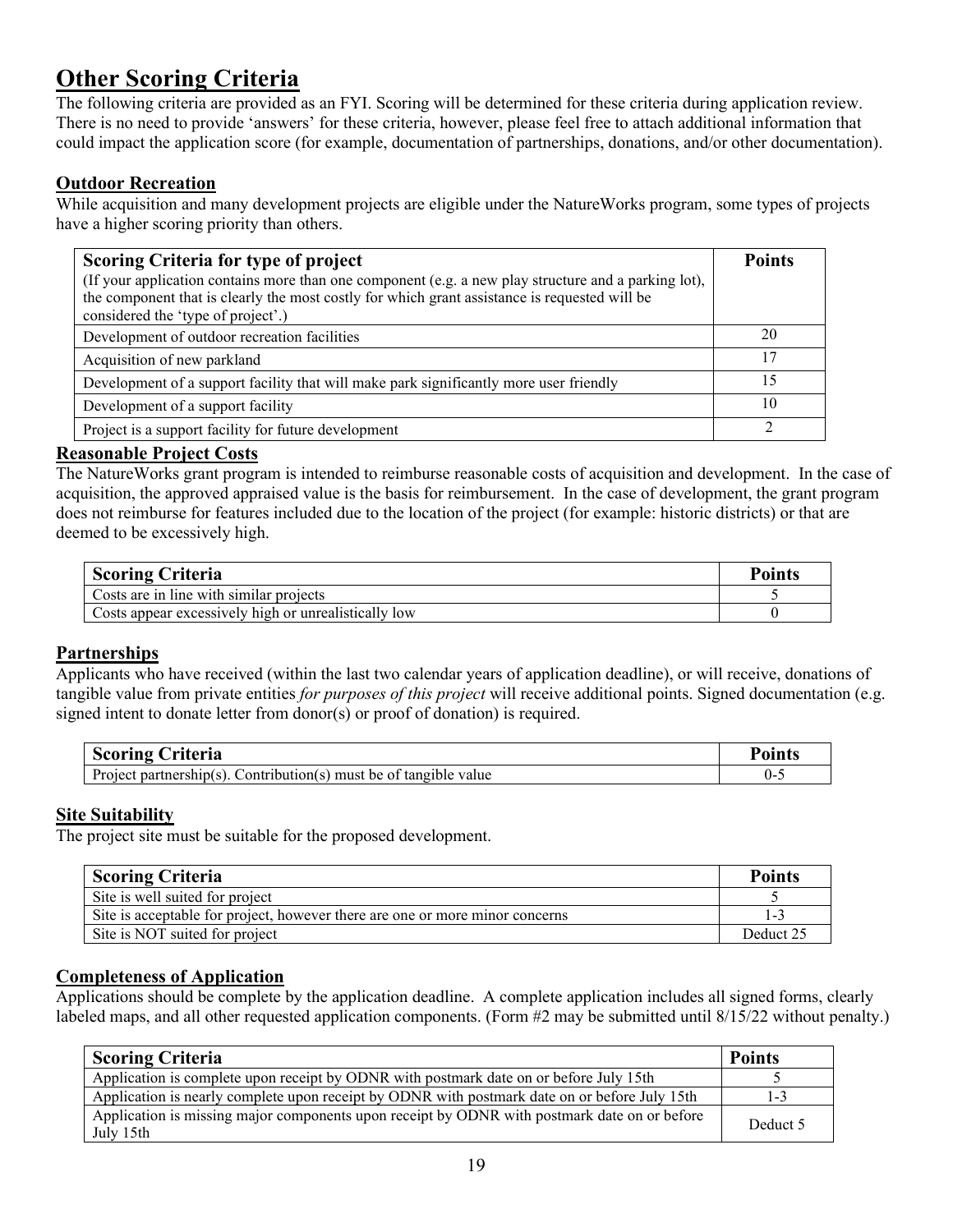# Other Scoring Criteria

The following criteria are provided as an FYI. Scoring will be determined for these criteria during application review. There is no need to provide 'answers' for these criteria, however, please feel free to attach additional information that could impact the application score (for example, documentation of partnerships, donations, and/or other documentation).

## Outdoor Recreation

While acquisition and many development projects are eligible under the NatureWorks program, some types of projects have a higher scoring priority than others.

| **Scoring Criteria for type of project** (If your application contains more than one component (e.g. a new play structure and a parking lot), the component that is clearly the most costly for which grant assistance is requested will be considered the 'type of project'.) | **Points** |
|---|---|
| Development of outdoor recreation facilities | 20 |
| Acquisition of new parkland | 17 |
| Development of a support facility that will make park significantly more user friendly | 15 |
| Development of a support facility | 10 |
| Project is a support facility for future development | 2 |

## Reasonable Project Costs

The NatureWorks grant program is intended to reimburse reasonable costs of acquisition and development. In the case of acquisition, the approved appraised value is the basis for reimbursement. In the case of development, the grant program does not reimburse for features included due to the location of the project (for example: historic districts) or that are deemed to be excessively high.

| **Scoring Criteria** | **Points** |
|---|---|
| Costs are in line with similar projects | 5 |
| Costs appear excessively high or unrealistically low | 0 |

## Partnerships

Applicants who have received (within the last two calendar years of application deadline), or will receive, donations of tangible value from private entities *for purposes of this project* will receive additional points. Signed documentation (e.g. signed intent to donate letter from donor(s) or proof of donation) is required.

| **Scoring Criteria** | **Points** |
|---|---|
| Project partnership(s). Contribution(s) must be of tangible value | 0-5 |

## Site Suitability

The project site must be suitable for the proposed development.

| **Scoring Criteria** | **Points** |
|---|---|
| Site is well suited for project | 5 |
| Site is acceptable for project, however there are one or more minor concerns | 1-3 |
| Site is NOT suited for project | Deduct 25 |

## Completeness of Application

Applications should be complete by the application deadline. A complete application includes all signed forms, clearly labeled maps, and all other requested application components. (Form #2 may be submitted until 8/15/22 without penalty.)

| **Scoring Criteria** | **Points** |
|---|---|
| Application is complete upon receipt by ODNR with postmark date on or before July 15th | 5 |
| Application is nearly complete upon receipt by ODNR with postmark date on or before July 15th | 1-3 |
| Application is missing major components upon receipt by ODNR with postmark date on or before July 15th | Deduct 5 |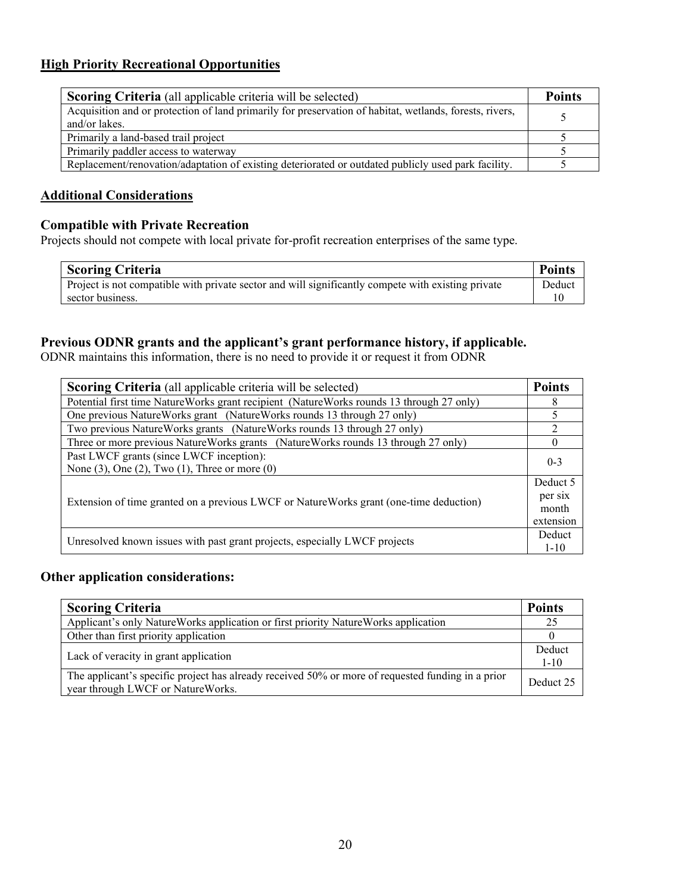## High Priority Recreational Opportunities

| **Scoring Criteria** (all applicable criteria will be selected) | **Points** |
|---|---|
| Acquisition and or protection of land primarily for preservation of habitat, wetlands, forests, rivers, and/or lakes. | 5 |
| Primarily a land-based trail project | 5 |
| Primarily paddler access to waterway | 5 |
| Replacement/renovation/adaptation of existing deteriorated or outdated publicly used park facility. | 5 |

## Additional Considerations

### Compatible with Private Recreation

Projects should not compete with local private for-profit recreation enterprises of the same type.

| **Scoring Criteria** | **Points** |
|---|---|
| Project is not compatible with private sector and will significantly compete with existing private sector business. | Deduct 10 |

### Previous ODNR grants and the applicant's grant performance history, if applicable.

ODNR maintains this information, there is no need to provide it or request it from ODNR

| **Scoring Criteria** (all applicable criteria will be selected) | **Points** |
|---|---|
| Potential first time NatureWorks grant recipient (NatureWorks rounds 13 through 27 only) | 8 |
| One previous NatureWorks grant (NatureWorks rounds 13 through 27 only) | 5 |
| Two previous NatureWorks grants (NatureWorks rounds 13 through 27 only) | 2 |
| Three or more previous NatureWorks grants (NatureWorks rounds 13 through 27 only) | 0 |
| Past LWCF grants (since LWCF inception): None (3), One (2), Two (1), Three or more (0) | 0-3 |
| Extension of time granted on a previous LWCF or NatureWorks grant (one-time deduction) | Deduct 5 per six month extension |
| Unresolved known issues with past grant projects, especially LWCF projects | Deduct 1-10 |

### Other application considerations:

| **Scoring Criteria** | **Points** |
|---|---|
| Applicant's only NatureWorks application or first priority NatureWorks application | 25 |
| Other than first priority application | 0 |
| Lack of veracity in grant application | Deduct 1-10 |
| The applicant's specific project has already received 50% or more of requested funding in a prior year through LWCF or NatureWorks. | Deduct 25 |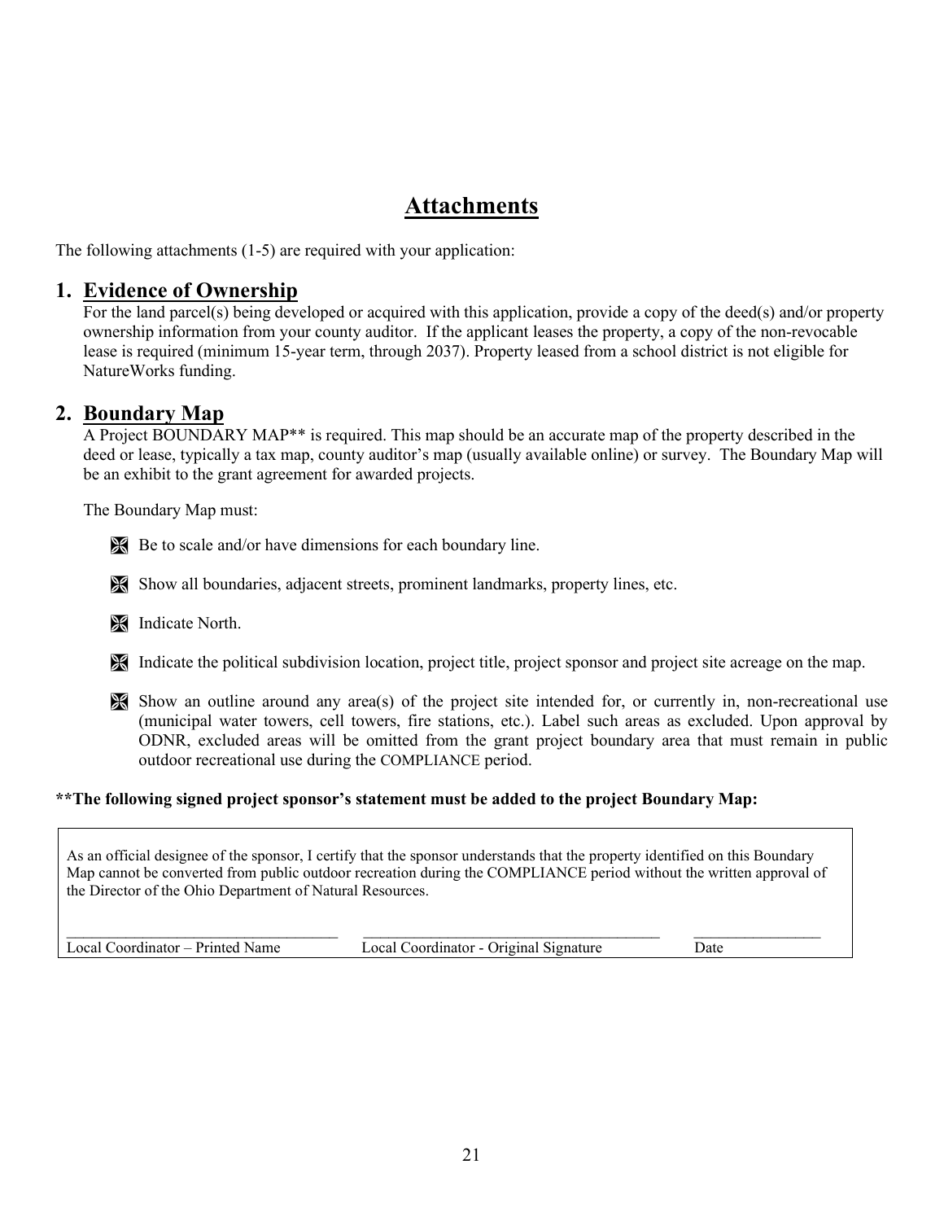# Attachments

The following attachments (1-5) are required with your application:

## 1. Evidence of Ownership

For the land parcel(s) being developed or acquired with this application, provide a copy of the deed(s) and/or property ownership information from your county auditor. If the applicant leases the property, a copy of the non-revocable lease is required (minimum 15-year term, through 2037). Property leased from a school district is not eligible for NatureWorks funding.

## 2. Boundary Map

A Project BOUNDARY MAP** is required. This map should be an accurate map of the property described in the deed or lease, typically a tax map, county auditor's map (usually available online) or survey. The Boundary Map will be an exhibit to the grant agreement for awarded projects.

The Boundary Map must:

- Be to scale and/or have dimensions for each boundary line.
- Show all boundaries, adjacent streets, prominent landmarks, property lines, etc.
- Indicate North.
- Indicate the political subdivision location, project title, project sponsor and project site acreage on the map.
- Show an outline around any area(s) of the project site intended for, or currently in, non-recreational use (municipal water towers, cell towers, fire stations, etc.). Label such areas as excluded. Upon approval by ODNR, excluded areas will be omitted from the grant project boundary area that must remain in public outdoor recreational use during the COMPLIANCE period.

**\*\*The following signed project sponsor's statement must be added to the project Boundary Map:**

> As an official designee of the sponsor, I certify that the sponsor understands that the property identified on this Boundary Map cannot be converted from public outdoor recreation during the COMPLIANCE period without the written approval of the Director of the Ohio Department of Natural Resources.
>
> | ______________________________ | ______________________________ | ______________ |
> |---|---|---|
> | Local Coordinator – Printed Name | Local Coordinator - Original Signature | Date |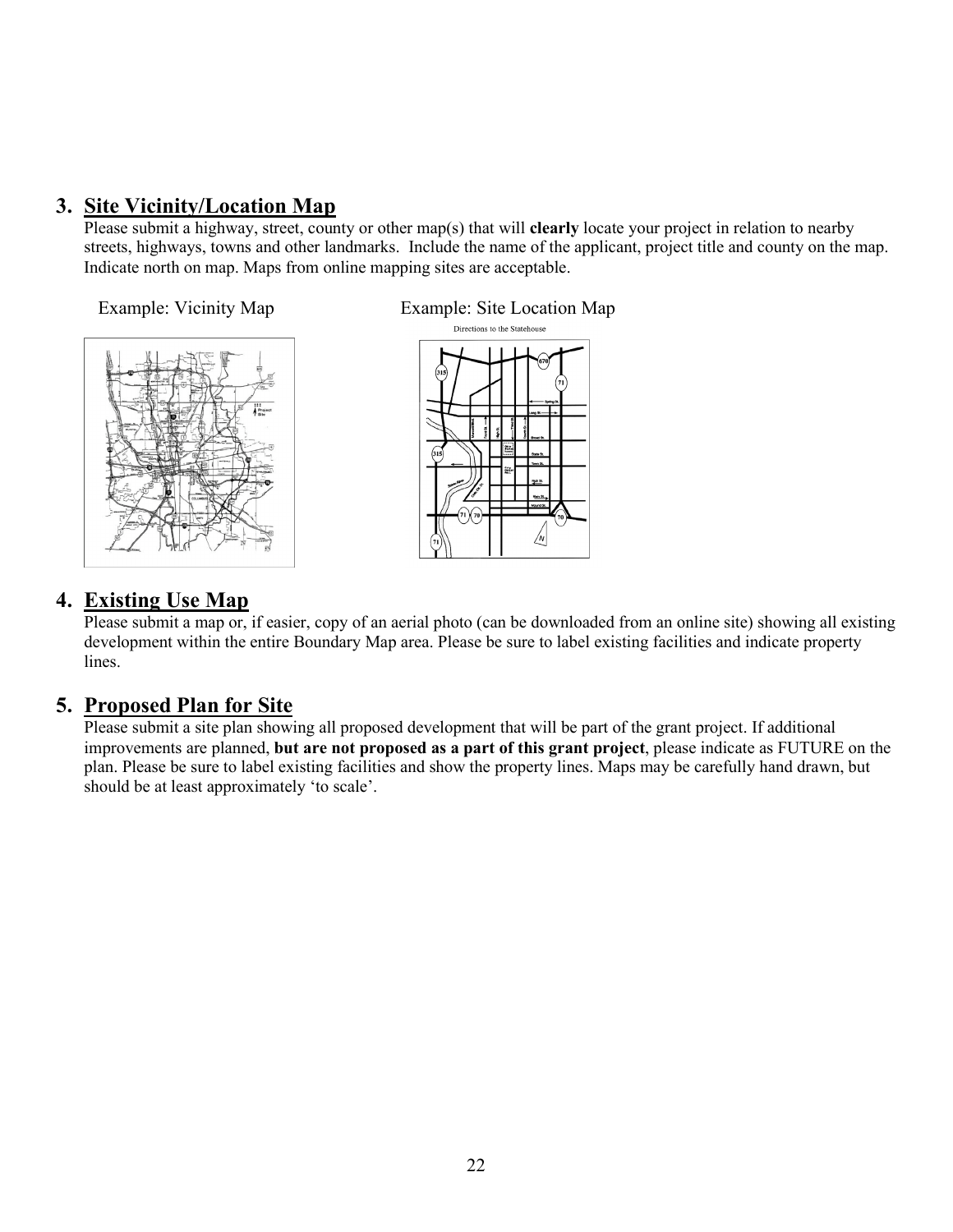## 3. Site Vicinity/Location Map

Please submit a highway, street, county or other map(s) that will **clearly** locate your project in relation to nearby streets, highways, towns and other landmarks. Include the name of the applicant, project title and county on the map. Indicate north on map. Maps from online mapping sites are acceptable.

Example: Vicinity Map

Example: Site Location Map

## 4. Existing Use Map

Please submit a map or, if easier, copy of an aerial photo (can be downloaded from an online site) showing all existing development within the entire Boundary Map area. Please be sure to label existing facilities and indicate property lines.

## 5. Proposed Plan for Site

Please submit a site plan showing all proposed development that will be part of the grant project. If additional improvements are planned, **but are not proposed as a part of this grant project**, please indicate as FUTURE on the plan. Please be sure to label existing facilities and show the property lines. Maps may be carefully hand drawn, but should be at least approximately 'to scale'.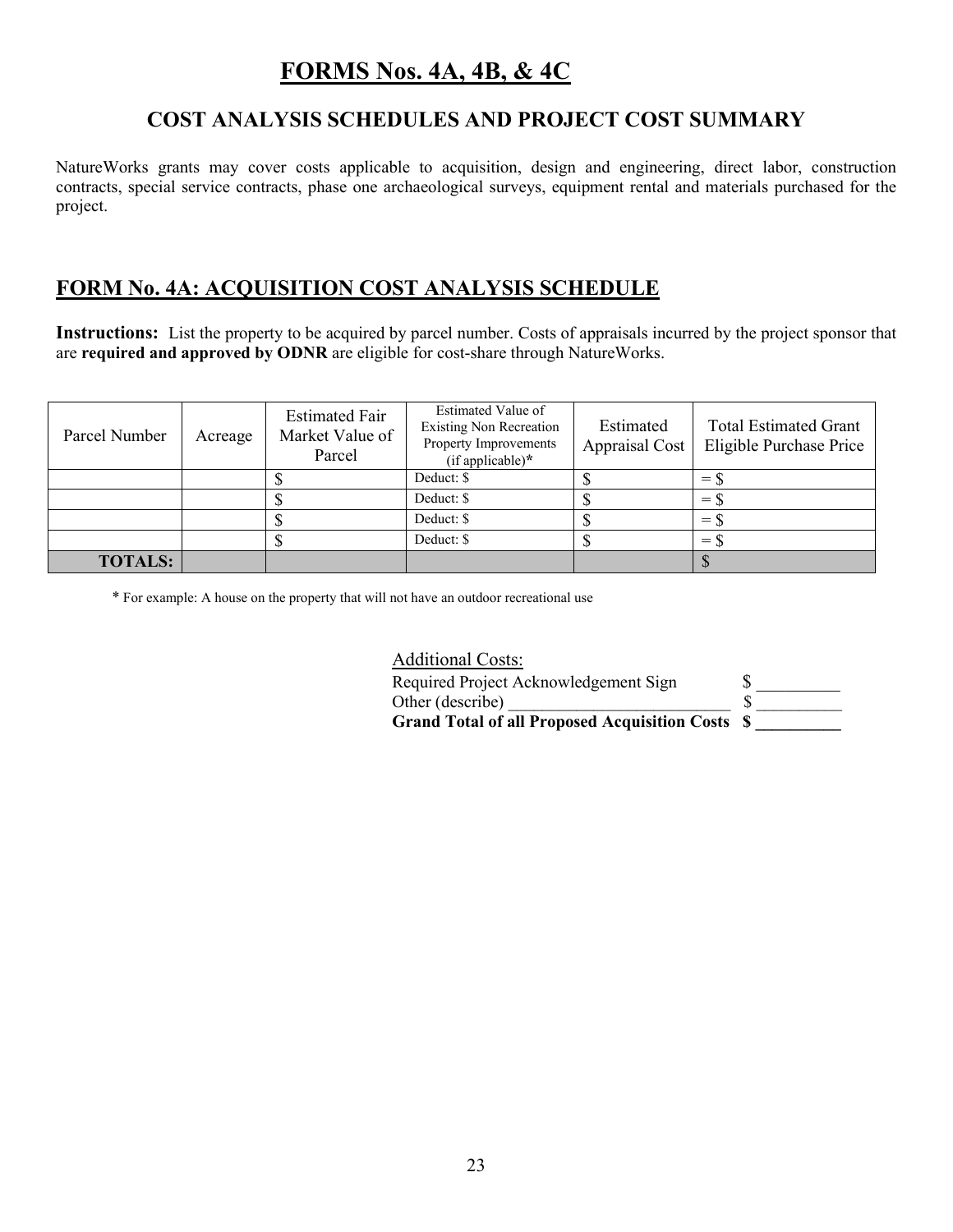# FORMS Nos. 4A, 4B, & 4C

## COST ANALYSIS SCHEDULES AND PROJECT COST SUMMARY

NatureWorks grants may cover costs applicable to acquisition, design and engineering, direct labor, construction contracts, special service contracts, phase one archaeological surveys, equipment rental and materials purchased for the project.

## FORM No. 4A: ACQUISITION COST ANALYSIS SCHEDULE

**Instructions:** List the property to be acquired by parcel number. Costs of appraisals incurred by the project sponsor that are **required and approved by ODNR** are eligible for cost-share through NatureWorks.

| Parcel Number | Acreage | Estimated Fair Market Value of Parcel | Estimated Value of Existing Non Recreation Property Improvements (if applicable)* | Estimated Appraisal Cost | Total Estimated Grant Eligible Purchase Price |
|---|---|---|---|---|---|
| | | $ | Deduct: $ | $ | = $ |
| | | $ | Deduct: $ | $ | = $ |
| | | $ | Deduct: $ | $ | = $ |
| | | $ | Deduct: $ | $ | = $ |
| **TOTALS:** | | | | | $ |

\* For example: A house on the property that will not have an outdoor recreational use

Additional Costs:

Required Project Acknowledgement Sign $ __________

Other (describe) __________________________ $ __________

**Grand Total of all Proposed Acquisition Costs $ __________**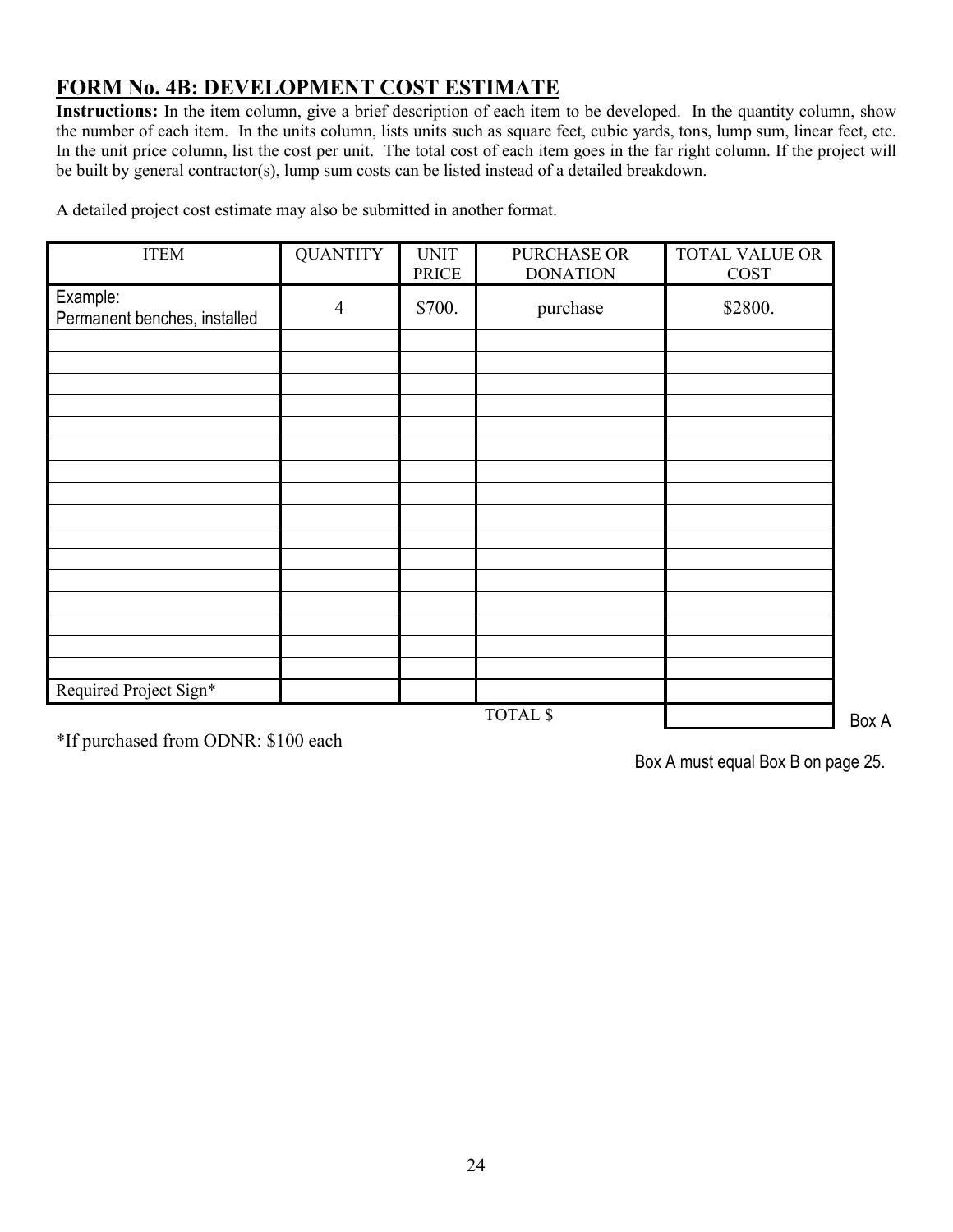## FORM No. 4B: DEVELOPMENT COST ESTIMATE

**Instructions:** In the item column, give a brief description of each item to be developed. In the quantity column, show the number of each item. In the units column, lists units such as square feet, cubic yards, tons, lump sum, linear feet, etc. In the unit price column, list the cost per unit. The total cost of each item goes in the far right column. If the project will be built by general contractor(s), lump sum costs can be listed instead of a detailed breakdown.

A detailed project cost estimate may also be submitted in another format.

| ITEM | QUANTITY | UNIT PRICE | PURCHASE OR DONATION | TOTAL VALUE OR COST |
|---|---|---|---|---|
| Example: Permanent benches, installed | 4 | $700. | purchase | $2800. |
| | | | | |
| | | | | |
| | | | | |
| | | | | |
| | | | | |
| | | | | |
| | | | | |
| | | | | |
| | | | | |
| | | | | |
| | | | | |
| | | | | |
| | | | | |
| | | | | |
| | | | | |
| | | | | |
| Required Project Sign* | | | | |
| | | | TOTAL $ | Box A |

*If purchased from ODNR: $100 each

Box A must equal Box B on page 25.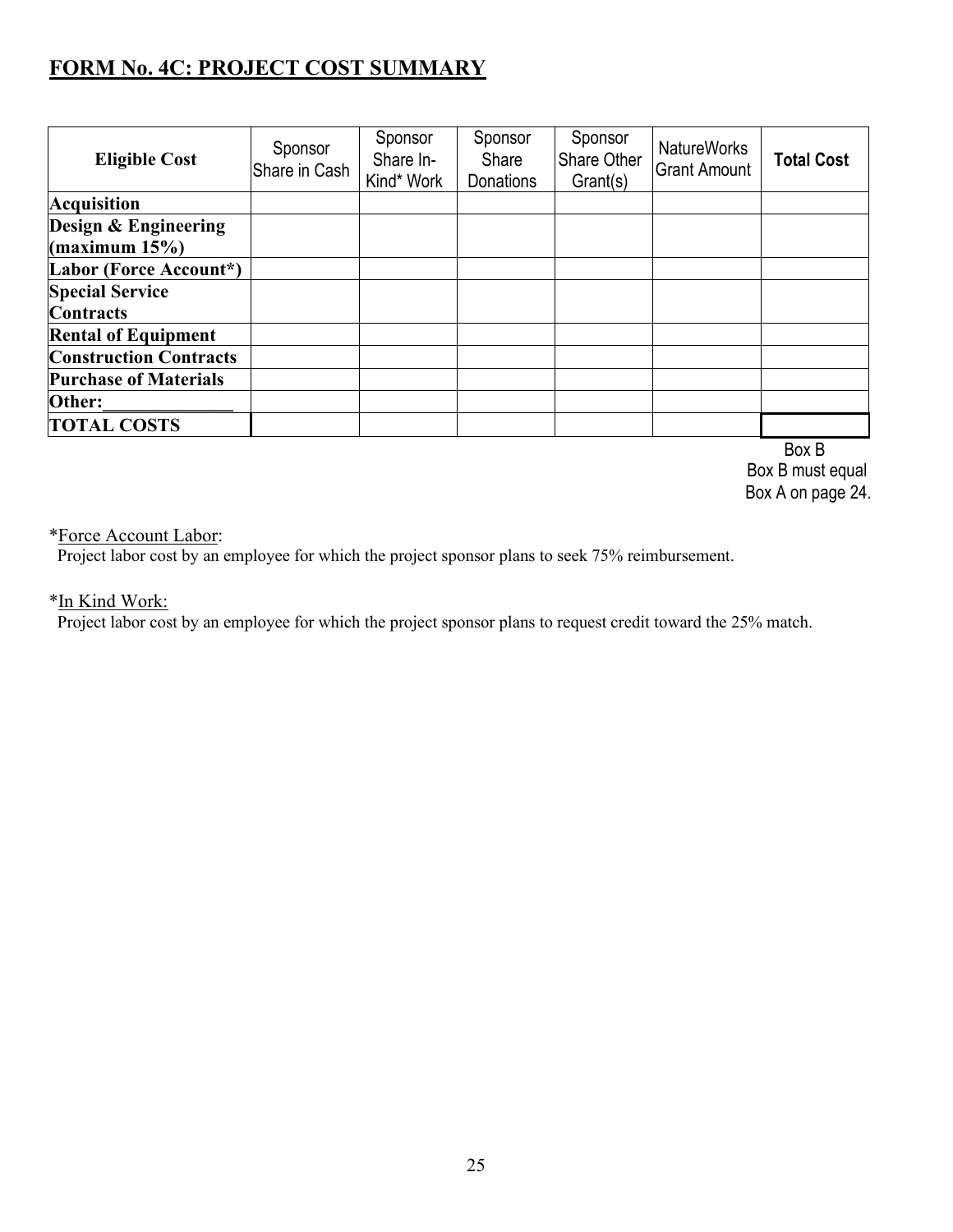## FORM No. 4C: PROJECT COST SUMMARY

| Eligible Cost | Sponsor Share in Cash | Sponsor Share In-Kind* Work | Sponsor Share Donations | Sponsor Share Other Grant(s) | NatureWorks Grant Amount | Total Cost |
|---|---|---|---|---|---|---|
| **Acquisition** | | | | | | |
| **Design & Engineering (maximum 15%)** | | | | | | |
| **Labor (Force Account*)** | | | | | | |
| **Special Service Contracts** | | | | | | |
| **Rental of Equipment** | | | | | | |
| **Construction Contracts** | | | | | | |
| **Purchase of Materials** | | | | | | |
| **Other:______________** | | | | | | |
| **TOTAL COSTS** | | | | | | |

Box B
Box B must equal Box A on page 24.

*Force Account Labor:
Project labor cost by an employee for which the project sponsor plans to seek 75% reimbursement.

*In Kind Work:
Project labor cost by an employee for which the project sponsor plans to request credit toward the 25% match.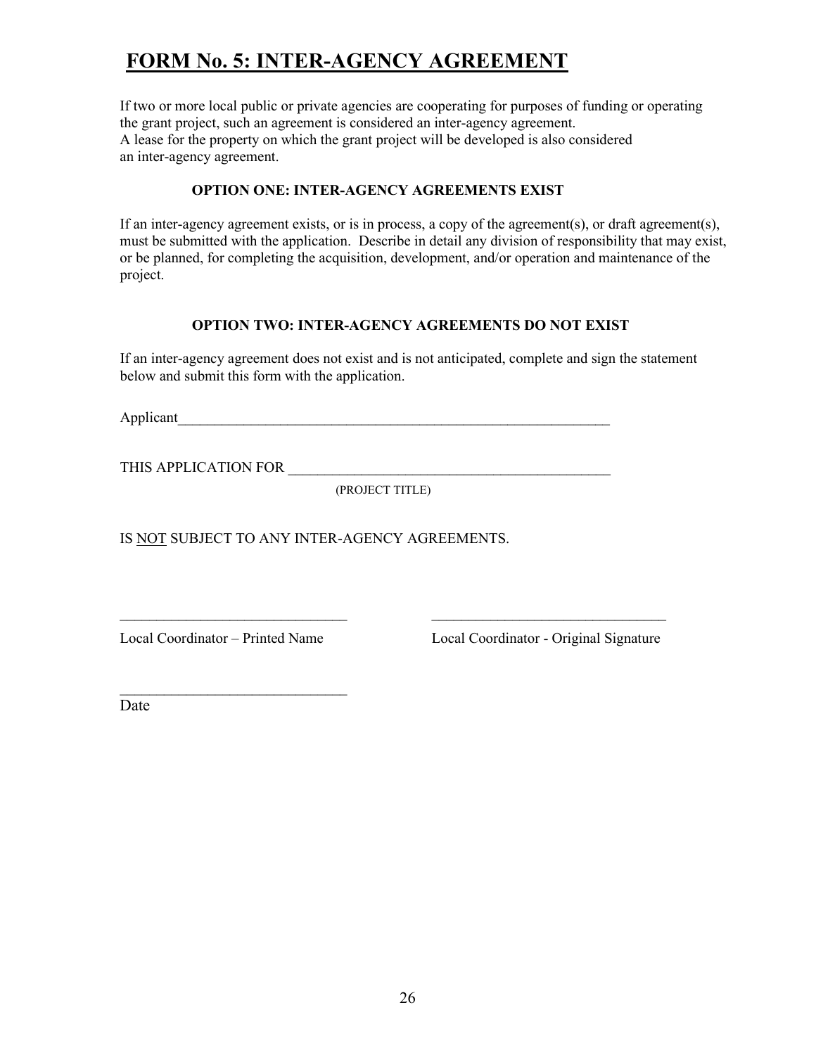# FORM No. 5: INTER-AGENCY AGREEMENT

If two or more local public or private agencies are cooperating for purposes of funding or operating the grant project, such an agreement is considered an inter-agency agreement.
A lease for the property on which the grant project will be developed is also considered an inter-agency agreement.

### OPTION ONE: INTER-AGENCY AGREEMENTS EXIST

If an inter-agency agreement exists, or is in process, a copy of the agreement(s), or draft agreement(s), must be submitted with the application. Describe in detail any division of responsibility that may exist, or be planned, for completing the acquisition, development, and/or operation and maintenance of the project.

### OPTION TWO: INTER-AGENCY AGREEMENTS DO NOT EXIST

If an inter-agency agreement does not exist and is not anticipated, complete and sign the statement below and submit this form with the application.

Applicant_______________________________________________________________

THIS APPLICATION FOR _____________________________________________
(PROJECT TITLE)

IS <u>NOT</u> SUBJECT TO ANY INTER-AGENCY AGREEMENTS.

_______________________________ _______________________________

Local Coordinator – Printed Name Local Coordinator - Original Signature

_______________________________

Date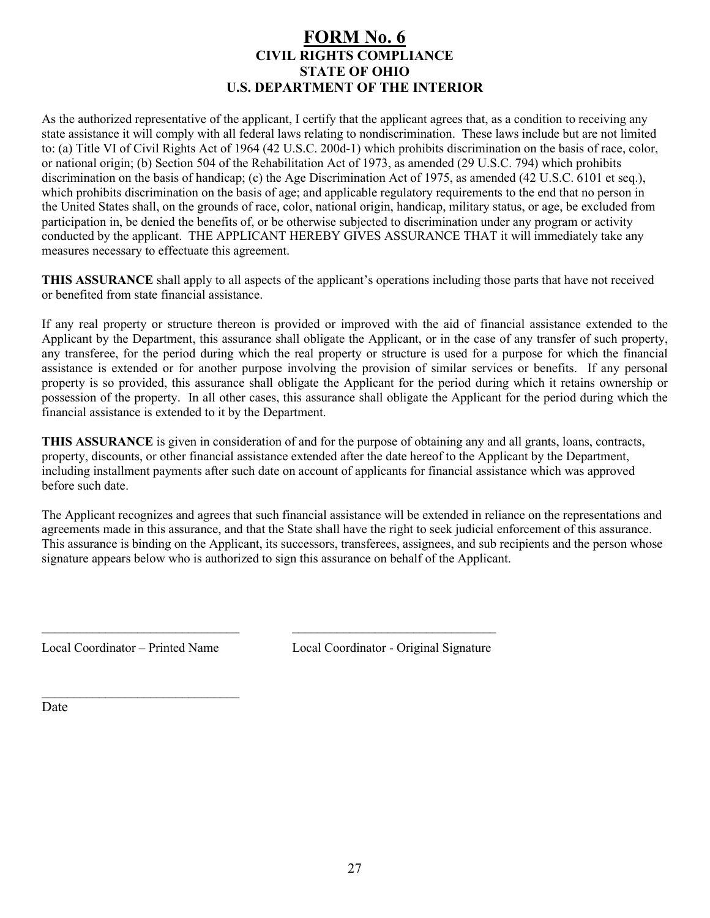# FORM No. 6

## CIVIL RIGHTS COMPLIANCE
## STATE OF OHIO
## U.S. DEPARTMENT OF THE INTERIOR

As the authorized representative of the applicant, I certify that the applicant agrees that, as a condition to receiving any state assistance it will comply with all federal laws relating to nondiscrimination. These laws include but are not limited to: (a) Title VI of Civil Rights Act of 1964 (42 U.S.C. 200d-1) which prohibits discrimination on the basis of race, color, or national origin; (b) Section 504 of the Rehabilitation Act of 1973, as amended (29 U.S.C. 794) which prohibits discrimination on the basis of handicap; (c) the Age Discrimination Act of 1975, as amended (42 U.S.C. 6101 et seq.), which prohibits discrimination on the basis of age; and applicable regulatory requirements to the end that no person in the United States shall, on the grounds of race, color, national origin, handicap, military status, or age, be excluded from participation in, be denied the benefits of, or be otherwise subjected to discrimination under any program or activity conducted by the applicant. THE APPLICANT HEREBY GIVES ASSURANCE THAT it will immediately take any measures necessary to effectuate this agreement.

**THIS ASSURANCE** shall apply to all aspects of the applicant's operations including those parts that have not received or benefited from state financial assistance.

If any real property or structure thereon is provided or improved with the aid of financial assistance extended to the Applicant by the Department, this assurance shall obligate the Applicant, or in the case of any transfer of such property, any transferee, for the period during which the real property or structure is used for a purpose for which the financial assistance is extended or for another purpose involving the provision of similar services or benefits. If any personal property is so provided, this assurance shall obligate the Applicant for the period during which it retains ownership or possession of the property. In all other cases, this assurance shall obligate the Applicant for the period during which the financial assistance is extended to it by the Department.

**THIS ASSURANCE** is given in consideration of and for the purpose of obtaining any and all grants, loans, contracts, property, discounts, or other financial assistance extended after the date hereof to the Applicant by the Department, including installment payments after such date on account of applicants for financial assistance which was approved before such date.

The Applicant recognizes and agrees that such financial assistance will be extended in reliance on the representations and agreements made in this assurance, and that the State shall have the right to seek judicial enforcement of this assurance. This assurance is binding on the Applicant, its successors, transferees, assignees, and sub recipients and the person whose signature appears below who is authorized to sign this assurance on behalf of the Applicant.

\_\_\_\_\_\_\_\_\_\_\_\_\_\_\_\_\_\_\_\_\_\_\_\_\_\_\_\_\_\_ \_\_\_\_\_\_\_\_\_\_\_\_\_\_\_\_\_\_\_\_\_\_\_\_\_\_\_\_\_\_

Local Coordinator – Printed Name Local Coordinator - Original Signature

\_\_\_\_\_\_\_\_\_\_\_\_\_\_\_\_\_\_\_\_\_\_\_\_\_\_\_\_\_\_

Date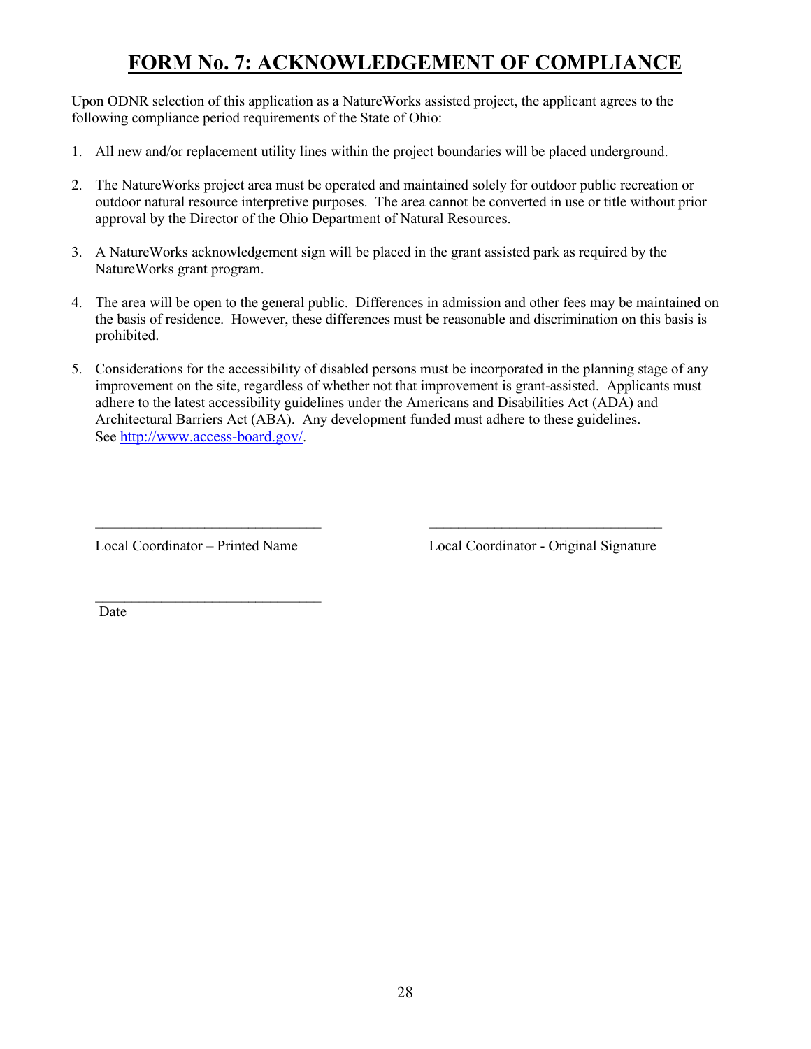# FORM No. 7: ACKNOWLEDGEMENT OF COMPLIANCE

Upon ODNR selection of this application as a NatureWorks assisted project, the applicant agrees to the following compliance period requirements of the State of Ohio:

1. All new and/or replacement utility lines within the project boundaries will be placed underground.

2. The NatureWorks project area must be operated and maintained solely for outdoor public recreation or outdoor natural resource interpretive purposes. The area cannot be converted in use or title without prior approval by the Director of the Ohio Department of Natural Resources.

3. A NatureWorks acknowledgement sign will be placed in the grant assisted park as required by the NatureWorks grant program.

4. The area will be open to the general public. Differences in admission and other fees may be maintained on the basis of residence. However, these differences must be reasonable and discrimination on this basis is prohibited.

5. Considerations for the accessibility of disabled persons must be incorporated in the planning stage of any improvement on the site, regardless of whether not that improvement is grant-assisted. Applicants must adhere to the latest accessibility guidelines under the Americans and Disabilities Act (ADA) and Architectural Barriers Act (ABA). Any development funded must adhere to these guidelines. See [http://www.access-board.gov/](http://www.access-board.gov/).

_______________________________ _______________________________

Local Coordinator – Printed Name Local Coordinator - Original Signature

_______________________________

Date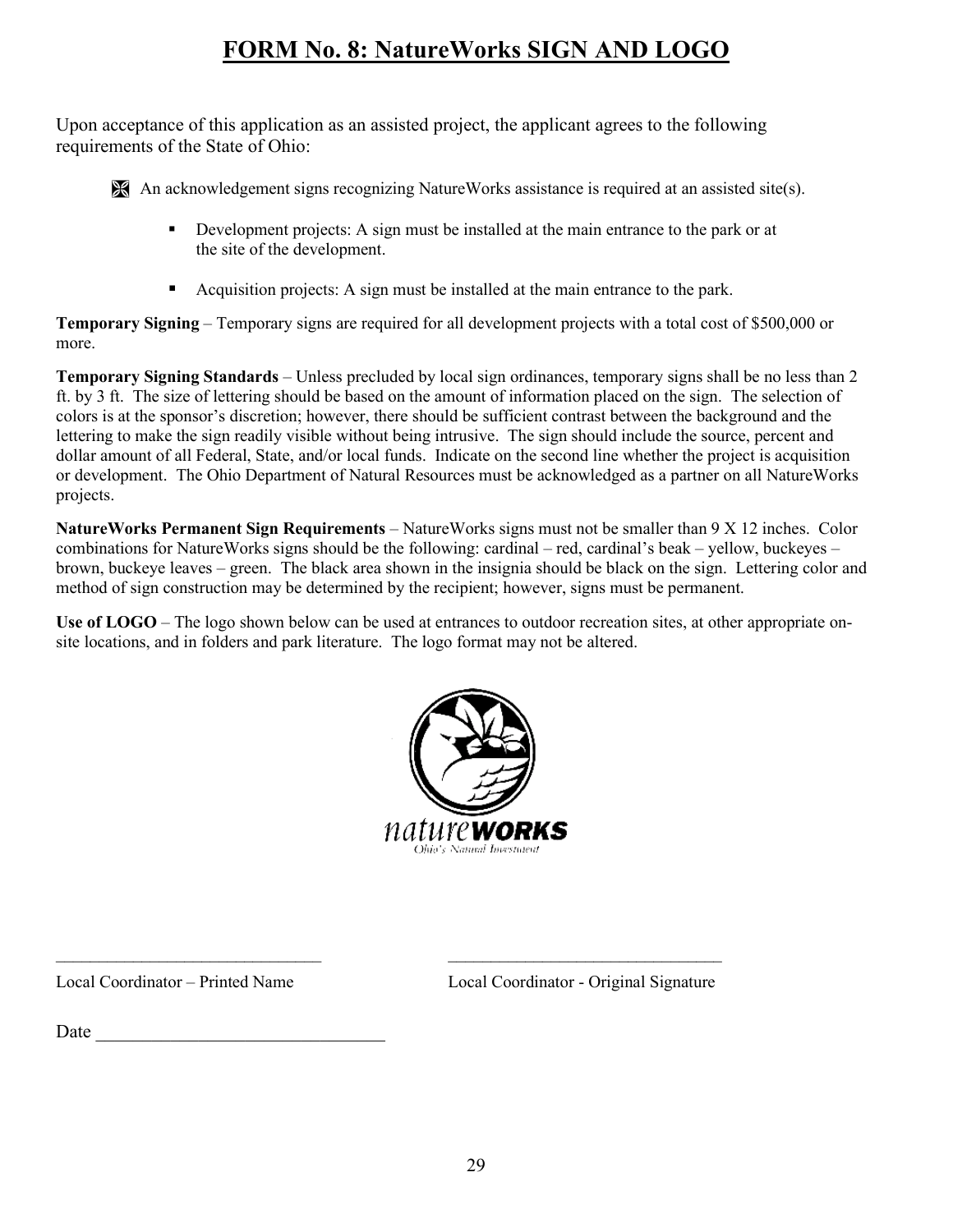# FORM No. 8: NatureWorks SIGN AND LOGO

Upon acceptance of this application as an assisted project, the applicant agrees to the following requirements of the State of Ohio:

- An acknowledgement signs recognizing NatureWorks assistance is required at an assisted site(s).
  - Development projects: A sign must be installed at the main entrance to the park or at the site of the development.
  - Acquisition projects: A sign must be installed at the main entrance to the park.

**Temporary Signing** – Temporary signs are required for all development projects with a total cost of $500,000 or more.

**Temporary Signing Standards** – Unless precluded by local sign ordinances, temporary signs shall be no less than 2 ft. by 3 ft. The size of lettering should be based on the amount of information placed on the sign. The selection of colors is at the sponsor's discretion; however, there should be sufficient contrast between the background and the lettering to make the sign readily visible without being intrusive. The sign should include the source, percent and dollar amount of all Federal, State, and/or local funds. Indicate on the second line whether the project is acquisition or development. The Ohio Department of Natural Resources must be acknowledged as a partner on all NatureWorks projects.

**NatureWorks Permanent Sign Requirements** – NatureWorks signs must not be smaller than 9 X 12 inches. Color combinations for NatureWorks signs should be the following: cardinal – red, cardinal's beak – yellow, buckeyes – brown, buckeye leaves – green. The black area shown in the insignia should be black on the sign. Lettering color and method of sign construction may be determined by the recipient; however, signs must be permanent.

**Use of LOGO** – The logo shown below can be used at entrances to outdoor recreation sites, at other appropriate on-site locations, and in folders and park literature. The logo format may not be altered.

natureWORKS
Ohio's Natural Investment

_______________________________ &nbsp;&nbsp;&nbsp;&nbsp; _______________________________

Local Coordinator – Printed Name &nbsp;&nbsp;&nbsp;&nbsp; Local Coordinator - Original Signature

Date _______________________________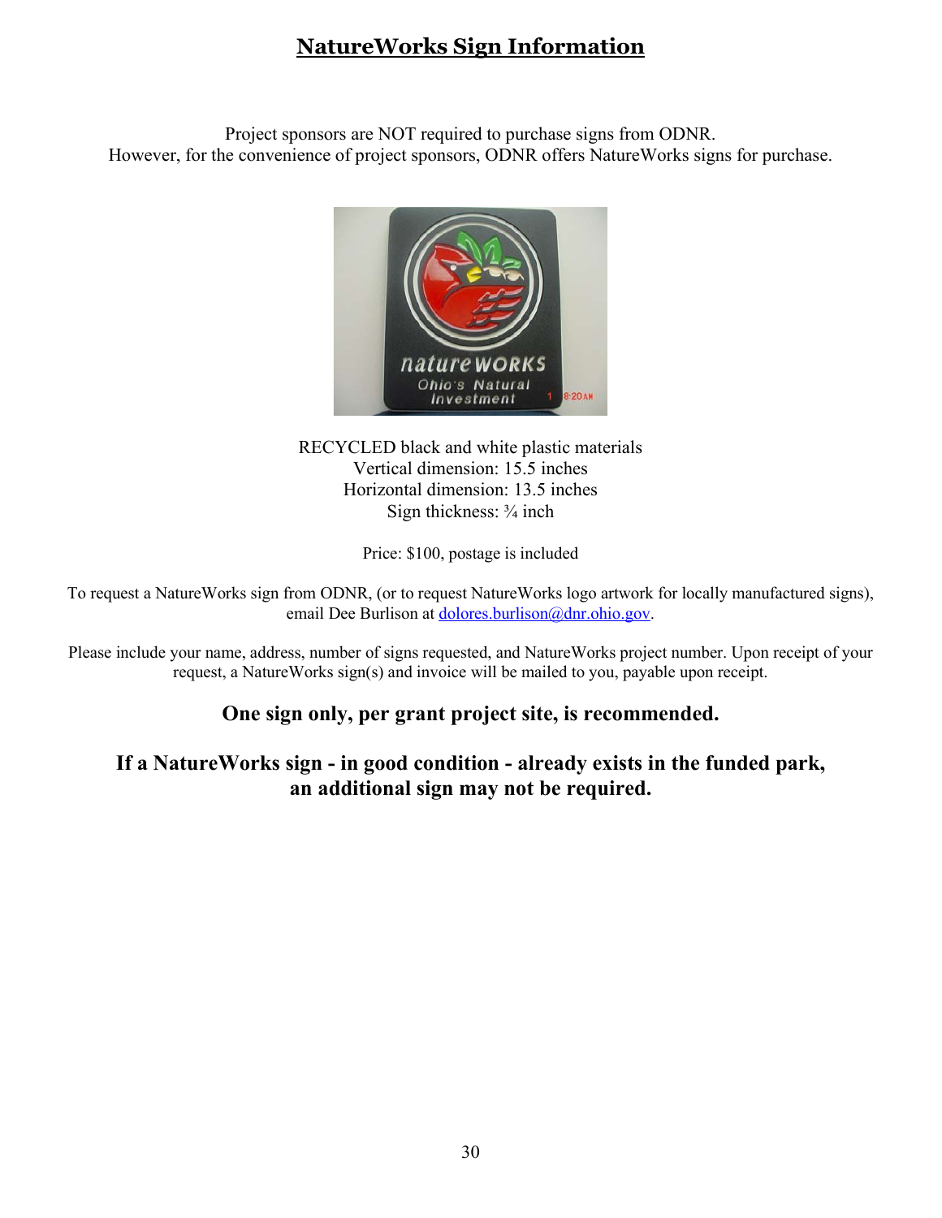# NatureWorks Sign Information

Project sponsors are NOT required to purchase signs from ODNR.
However, for the convenience of project sponsors, ODNR offers NatureWorks signs for purchase.

RECYCLED black and white plastic materials
Vertical dimension: 15.5 inches
Horizontal dimension: 13.5 inches
Sign thickness: ¾ inch

Price: $100, postage is included

To request a NatureWorks sign from ODNR, (or to request NatureWorks logo artwork for locally manufactured signs), email Dee Burlison at dolores.burlison@dnr.ohio.gov.

Please include your name, address, number of signs requested, and NatureWorks project number. Upon receipt of your request, a NatureWorks sign(s) and invoice will be mailed to you, payable upon receipt.

**One sign only, per grant project site, is recommended.**

**If a NatureWorks sign - in good condition - already exists in the funded park, an additional sign may not be required.**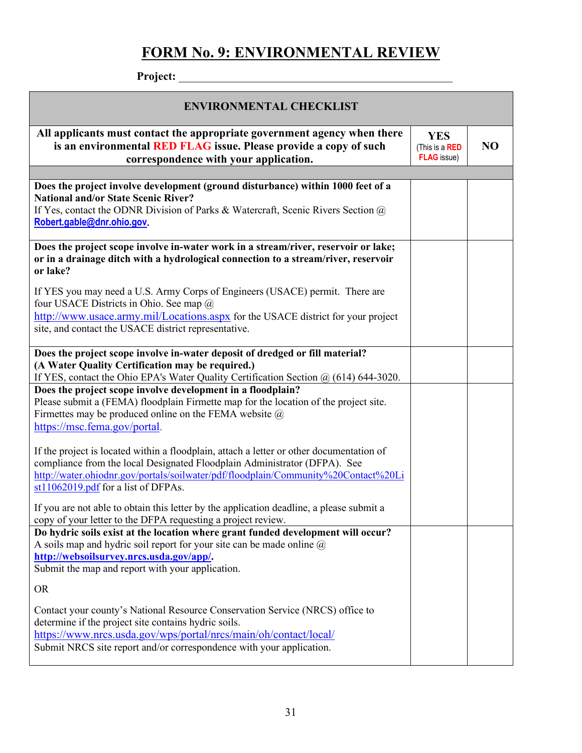# FORM No. 9: ENVIRONMENTAL REVIEW

**Project:** ____________________________________________

| ENVIRONMENTAL CHECKLIST | | |
|---|---|---|
| **All applicants must contact the appropriate government agency when there is an environmental RED FLAG issue. Please provide a copy of such correspondence with your application.** | **YES** (This is a **RED FLAG** issue) | **NO** |
| | | |
| **Does the project involve development (ground disturbance) within 1000 feet of a National and/or State Scenic River?** If Yes, contact the ODNR Division of Parks & Watercraft, Scenic Rivers Section @ **Robert.gable@dnr.ohio.gov**. | | |
| **Does the project scope involve in-water work in a stream/river, reservoir or lake; or in a drainage ditch with a hydrological connection to a stream/river, reservoir or lake?** If YES you may need a U.S. Army Corps of Engineers (USACE) permit. There are four USACE Districts in Ohio. See map @ http://www.usace.army.mil/Locations.aspx for the USACE district for your project site, and contact the USACE district representative. | | |
| **Does the project scope involve in-water deposit of dredged or fill material? (A Water Quality Certification may be required.)** If YES, contact the Ohio EPA's Water Quality Certification Section @ (614) 644-3020. | | |
| **Does the project scope involve development in a floodplain?** Please submit a (FEMA) floodplain Firmette map for the location of the project site. Firmettes may be produced online on the FEMA website @ https://msc.fema.gov/portal. If the project is located within a floodplain, attach a letter or other documentation of compliance from the local Designated Floodplain Administrator (DFPA). See http://water.ohiodnr.gov/portals/soilwater/pdf/floodplain/Community%20Contact%20List11062019.pdf for a list of DFPAs. If you are not able to obtain this letter by the application deadline, a please submit a copy of your letter to the DFPA requesting a project review. | | |
| **Do hydric soils exist at the location where grant funded development will occur?** A soils map and hydric soil report for your site can be made online @ **http://websoilsurvey.nrcs.usda.gov/app/**. Submit the map and report with your application. OR Contact your county's National Resource Conservation Service (NRCS) office to determine if the project site contains hydric soils. https://www.nrcs.usda.gov/wps/portal/nrcs/main/oh/contact/local/ Submit NRCS site report and/or correspondence with your application. | | |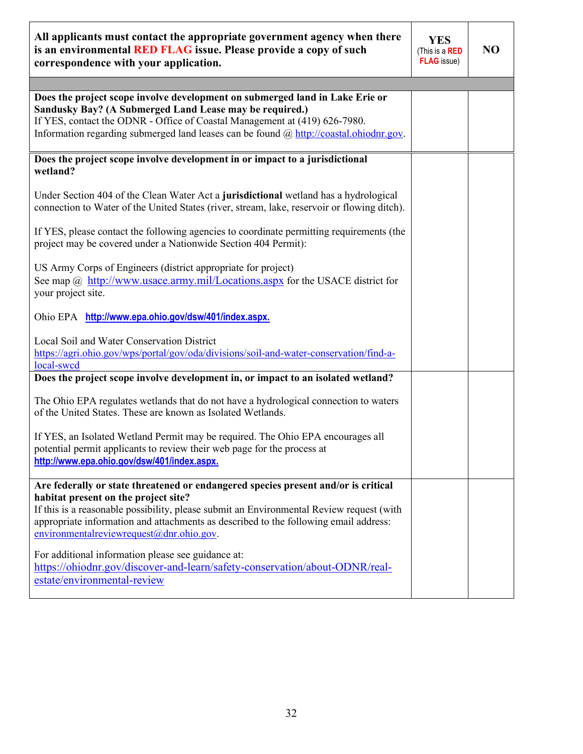| **All applicants must contact the appropriate government agency when there is an environmental RED FLAG issue. Please provide a copy of such correspondence with your application.** | **YES** (This is a **RED FLAG** issue) | **NO** |
|---|---|---|
| | | |
| **Does the project scope involve development on submerged land in Lake Erie or Sandusky Bay? (A Submerged Land Lease may be required.)**<br>If YES, contact the ODNR - Office of Coastal Management at (419) 626-7980.<br>Information regarding submerged land leases can be found @ http://coastal.ohiodnr.gov. | | |
| **Does the project scope involve development in or impact to a jurisdictional wetland?**<br><br>Under Section 404 of the Clean Water Act a **jurisdictional** wetland has a hydrological connection to Water of the United States (river, stream, lake, reservoir or flowing ditch).<br><br>If YES, please contact the following agencies to coordinate permitting requirements (the project may be covered under a Nationwide Section 404 Permit):<br><br>US Army Corps of Engineers (district appropriate for project)<br>See map @ http://www.usace.army.mil/Locations.aspx for the USACE district for your project site.<br><br>Ohio EPA **http://www.epa.ohio.gov/dsw/401/index.aspx.**<br><br>Local Soil and Water Conservation District<br>https://agri.ohio.gov/wps/portal/gov/oda/divisions/soil-and-water-conservation/find-a-local-swcd | | |
| **Does the project scope involve development in, or impact to an isolated wetland?**<br><br>The Ohio EPA regulates wetlands that do not have a hydrological connection to waters of the United States. These are known as Isolated Wetlands.<br><br>If YES, an Isolated Wetland Permit may be required. The Ohio EPA encourages all potential permit applicants to review their web page for the process at **http://www.epa.ohio.gov/dsw/401/index.aspx.** | | |
| **Are federally or state threatened or endangered species present and/or is critical habitat present on the project site?**<br>If this is a reasonable possibility, please submit an Environmental Review request (with appropriate information and attachments as described to the following email address: environmentalreviewrequest@dnr.ohio.gov.<br><br>For additional information please see guidance at:<br>https://ohiodnr.gov/discover-and-learn/safety-conservation/about-ODNR/real-estate/environmental-review | | |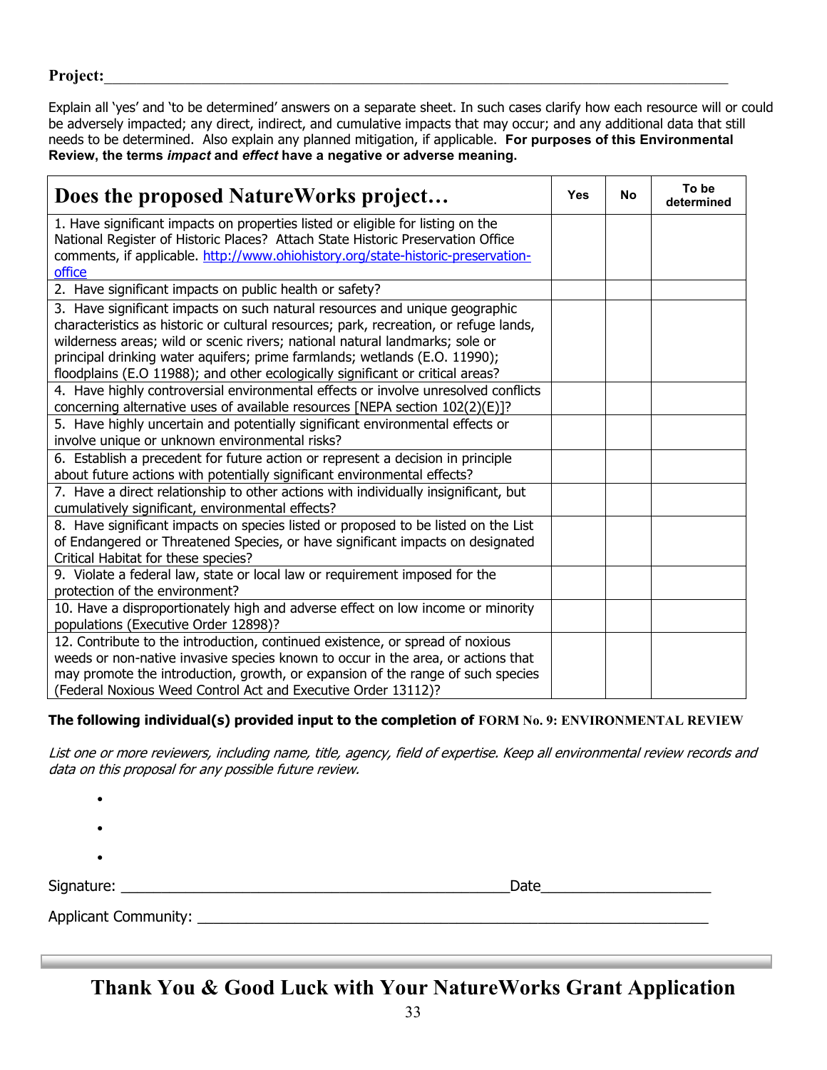**Project:**\_\_\_\_\_\_\_\_\_\_\_\_\_\_\_\_\_\_\_\_\_\_\_\_\_\_\_\_\_\_\_\_\_\_\_\_\_\_\_\_\_\_\_\_\_\_\_\_\_\_\_\_\_\_\_\_\_\_\_\_\_\_\_\_\_\_\_\_\_\_\_\_\_\_\_\_\_\_

Explain all 'yes' and 'to be determined' answers on a separate sheet. In such cases clarify how each resource will or could be adversely impacted; any direct, indirect, and cumulative impacts that may occur; and any additional data that still needs to be determined. Also explain any planned mitigation, if applicable. **For purposes of this Environmental Review, the terms *impact* and *effect* have a negative or adverse meaning.**

| Does the proposed NatureWorks project… | Yes | No | To be determined |
|---|---|---|---|
| 1. Have significant impacts on properties listed or eligible for listing on the National Register of Historic Places? Attach State Historic Preservation Office comments, if applicable. http://www.ohiohistory.org/state-historic-preservation-office | | | |
| 2. Have significant impacts on public health or safety? | | | |
| 3. Have significant impacts on such natural resources and unique geographic characteristics as historic or cultural resources; park, recreation, or refuge lands, wilderness areas; wild or scenic rivers; national natural landmarks; sole or principal drinking water aquifers; prime farmlands; wetlands (E.O. 11990); floodplains (E.O 11988); and other ecologically significant or critical areas? | | | |
| 4. Have highly controversial environmental effects or involve unresolved conflicts concerning alternative uses of available resources [NEPA section 102(2)(E)]? | | | |
| 5. Have highly uncertain and potentially significant environmental effects or involve unique or unknown environmental risks? | | | |
| 6. Establish a precedent for future action or represent a decision in principle about future actions with potentially significant environmental effects? | | | |
| 7. Have a direct relationship to other actions with individually insignificant, but cumulatively significant, environmental effects? | | | |
| 8. Have significant impacts on species listed or proposed to be listed on the List of Endangered or Threatened Species, or have significant impacts on designated Critical Habitat for these species? | | | |
| 9. Violate a federal law, state or local law or requirement imposed for the protection of the environment? | | | |
| 10. Have a disproportionately high and adverse effect on low income or minority populations (Executive Order 12898)? | | | |
| 12. Contribute to the introduction, continued existence, or spread of noxious weeds or non-native invasive species known to occur in the area, or actions that may promote the introduction, growth, or expansion of the range of such species (Federal Noxious Weed Control Act and Executive Order 13112)? | | | |

**The following individual(s) provided input to the completion of FORM No. 9: ENVIRONMENTAL REVIEW**

*List one or more reviewers, including name, title, agency, field of expertise. Keep all environmental review records and data on this proposal for any possible future review.*

- 
- 
- 

Signature: \_\_\_\_\_\_\_\_\_\_\_\_\_\_\_\_\_\_\_\_\_\_\_\_\_\_\_\_\_\_\_\_\_\_\_\_\_\_\_\_\_\_\_\_\_\_\_\_Date\_\_\_\_\_\_\_\_\_\_\_\_\_\_\_\_\_\_\_\_\_

Applicant Community: \_\_\_\_\_\_\_\_\_\_\_\_\_\_\_\_\_\_\_\_\_\_\_\_\_\_\_\_\_\_\_\_\_\_\_\_\_\_\_\_\_\_\_\_\_\_\_\_\_\_\_\_\_\_\_\_\_\_\_\_\_\_

---

# Thank You & Good Luck with Your NatureWorks Grant Application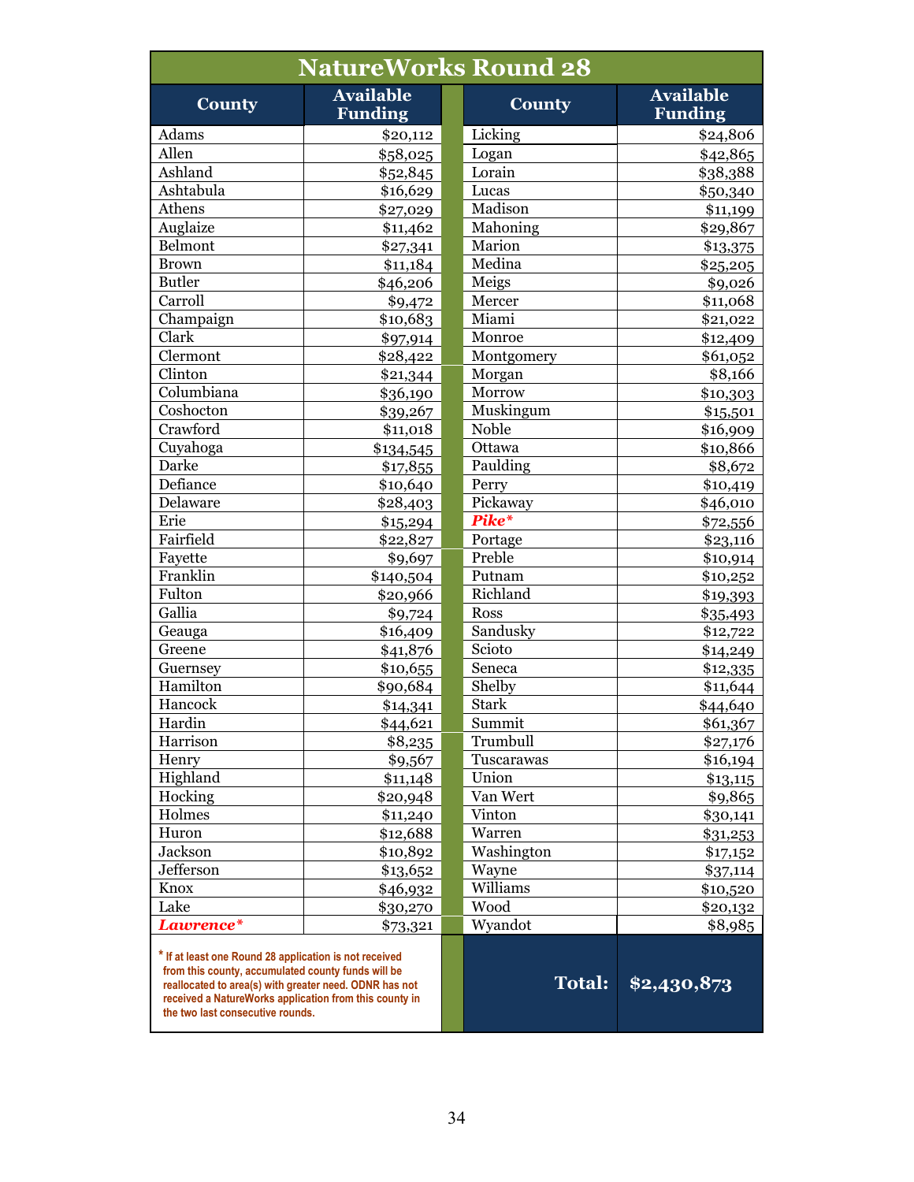# NatureWorks Round 28

| County | Available Funding | County | Available Funding |
|---|---|---|---|
| Adams | $20,112 | Licking | $24,806 |
| Allen | $58,025 | Logan | $42,865 |
| Ashland | $52,845 | Lorain | $38,388 |
| Ashtabula | $16,629 | Lucas | $50,340 |
| Athens | $27,029 | Madison | $11,199 |
| Auglaize | $11,462 | Mahoning | $29,867 |
| Belmont | $27,341 | Marion | $13,375 |
| Brown | $11,184 | Medina | $25,205 |
| Butler | $46,206 | Meigs | $9,026 |
| Carroll | $9,472 | Mercer | $11,068 |
| Champaign | $10,683 | Miami | $21,022 |
| Clark | $97,914 | Monroe | $12,409 |
| Clermont | $28,422 | Montgomery | $61,052 |
| Clinton | $21,344 | Morgan | $8,166 |
| Columbiana | $36,190 | Morrow | $10,303 |
| Coshocton | $39,267 | Muskingum | $15,501 |
| Crawford | $11,018 | Noble | $16,909 |
| Cuyahoga | $134,545 | Ottawa | $10,866 |
| Darke | $17,855 | Paulding | $8,672 |
| Defiance | $10,640 | Perry | $10,419 |
| Delaware | $28,403 | Pickaway | $46,010 |
| Erie | $15,294 | ***Pike**** | $72,556 |
| Fairfield | $22,827 | Portage | $23,116 |
| Fayette | $9,697 | Preble | $10,914 |
| Franklin | $140,504 | Putnam | $10,252 |
| Fulton | $20,966 | Richland | $19,393 |
| Gallia | $9,724 | Ross | $35,493 |
| Geauga | $16,409 | Sandusky | $12,722 |
| Greene | $41,876 | Scioto | $14,249 |
| Guernsey | $10,655 | Seneca | $12,335 |
| Hamilton | $90,684 | Shelby | $11,644 |
| Hancock | $14,341 | Stark | $44,640 |
| Hardin | $44,621 | Summit | $61,367 |
| Harrison | $8,235 | Trumbull | $27,176 |
| Henry | $9,567 | Tuscarawas | $16,194 |
| Highland | $11,148 | Union | $13,115 |
| Hocking | $20,948 | Van Wert | $9,865 |
| Holmes | $11,240 | Vinton | $30,141 |
| Huron | $12,688 | Warren | $31,253 |
| Jackson | $10,892 | Washington | $17,152 |
| Jefferson | $13,652 | Wayne | $37,114 |
| Knox | $46,932 | Williams | $10,520 |
| Lake | $30,270 | Wood | $20,132 |
| ***Lawrence**** | $73,321 | Wyandot | $8,985 |
| | | **Total:** | **$2,430,873** |

**\* If at least one Round 28 application is not received from this county, accumulated county funds will be reallocated to area(s) with greater need. ODNR has not received a NatureWorks application from this county in the two last consecutive rounds.**